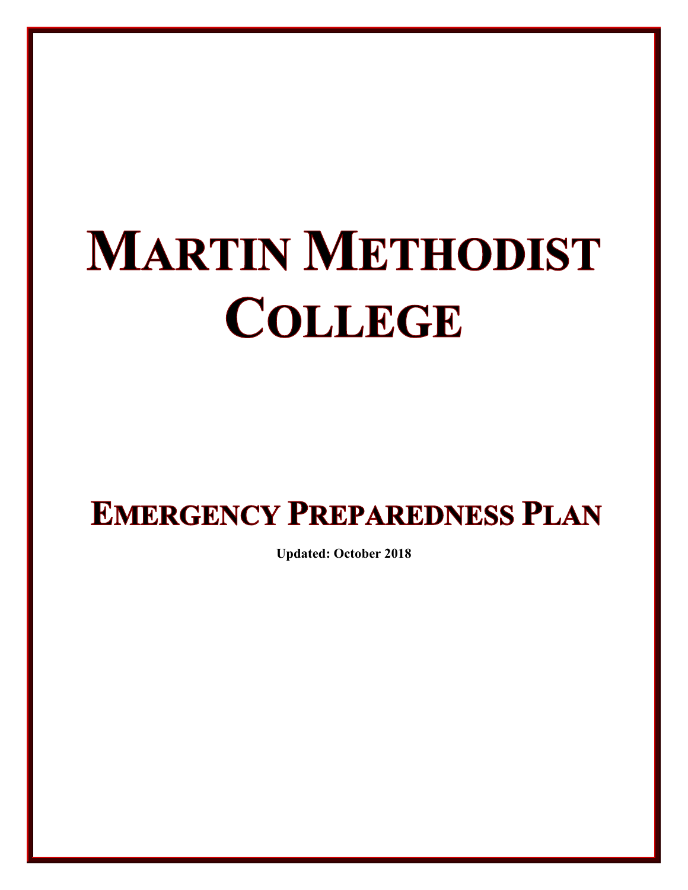# MARTIN METHODIST COLLEGE

# EMERGENCY PREPAREDNESS PLAN

**Updated: October 2018**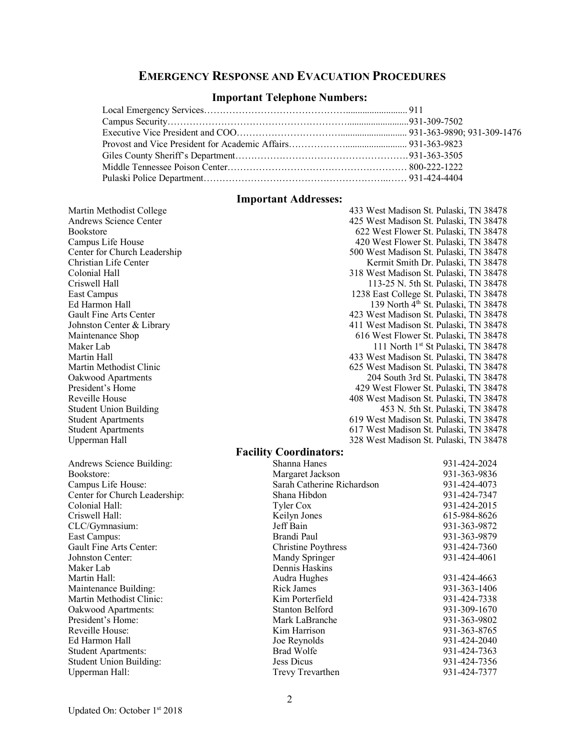# Emergency Response and Evacuation Procedures

## Important Telephone Numbers:

| | |
|---|---|
| Local Emergency Services | 911 |
| Campus Security | 931-309-7502 |
| Executive Vice President and COO | 931-363-9890; 931-309-1476 |
| Provost and Vice President for Academic Affairs | 931-363-9823 |
| Giles County Sheriff's Department | 931-363-3505 |
| Middle Tennessee Poison Center | 800-222-1222 |
| Pulaski Police Department | 931-424-4404 |

## Important Addresses:

| | |
|---|---|
| Martin Methodist College | 433 West Madison St. Pulaski, TN 38478 |
| Andrews Science Center | 425 West Madison St. Pulaski, TN 38478 |
| Bookstore | 622 West Flower St. Pulaski, TN 38478 |
| Campus Life House | 420 West Flower St. Pulaski, TN 38478 |
| Center for Church Leadership | 500 West Madison St. Pulaski, TN 38478 |
| Christian Life Center | Kermit Smith Dr. Pulaski, TN 38478 |
| Colonial Hall | 318 West Madison St. Pulaski, TN 38478 |
| Criswell Hall | 113-25 N. 5th St. Pulaski, TN 38478 |
| East Campus | 1238 East College St. Pulaski, TN 38478 |
| Ed Harmon Hall | 139 North 4th St. Pulaski, TN 38478 |
| Gault Fine Arts Center | 423 West Madison St. Pulaski, TN 38478 |
| Johnston Center & Library | 411 West Madison St. Pulaski, TN 38478 |
| Maintenance Shop | 616 West Flower St. Pulaski, TN 38478 |
| Maker Lab | 111 North 1st St Pulaski, TN 38478 |
| Martin Hall | 433 West Madison St. Pulaski, TN 38478 |
| Martin Methodist Clinic | 625 West Madison St. Pulaski, TN 38478 |
| Oakwood Apartments | 204 South 3rd St. Pulaski, TN 38478 |
| President's Home | 429 West Flower St. Pulaski, TN 38478 |
| Reveille House | 408 West Madison St. Pulaski, TN 38478 |
| Student Union Building | 453 N. 5th St. Pulaski, TN 38478 |
| Student Apartments | 619 West Madison St. Pulaski, TN 38478 |
| Student Apartments | 617 West Madison St. Pulaski, TN 38478 |
| Upperman Hall | 328 West Madison St. Pulaski, TN 38478 |

## Facility Coordinators:

| | | |
|---|---|---|
| Andrews Science Building: | Shanna Hanes | 931-424-2024 |
| Bookstore: | Margaret Jackson | 931-363-9836 |
| Campus Life House: | Sarah Catherine Richardson | 931-424-4073 |
| Center for Church Leadership: | Shana Hibdon | 931-424-7347 |
| Colonial Hall: | Tyler Cox | 931-424-2015 |
| Criswell Hall: | Keilyn Jones | 615-984-8626 |
| CLC/Gymnasium: | Jeff Bain | 931-363-9872 |
| East Campus: | Brandi Paul | 931-363-9879 |
| Gault Fine Arts Center: | Christine Poythress | 931-424-7360 |
| Johnston Center: | Mandy Springer | 931-424-4061 |
| Maker Lab | Dennis Haskins | |
| Martin Hall: | Audra Hughes | 931-424-4663 |
| Maintenance Building: | Rick James | 931-363-1406 |
| Martin Methodist Clinic: | Kim Porterfield | 931-424-7338 |
| Oakwood Apartments: | Stanton Belford | 931-309-1670 |
| President's Home: | Mark LaBranche | 931-363-9802 |
| Reveille House: | Kim Harrison | 931-363-8765 |
| Ed Harmon Hall | Joe Reynolds | 931-424-2040 |
| Student Apartments: | Brad Wolfe | 931-424-7363 |
| Student Union Building: | Jess Dicus | 931-424-7356 |
| Upperman Hall: | Trevy Trevarthen | 931-424-7377 |

Updated On: October 1st 2018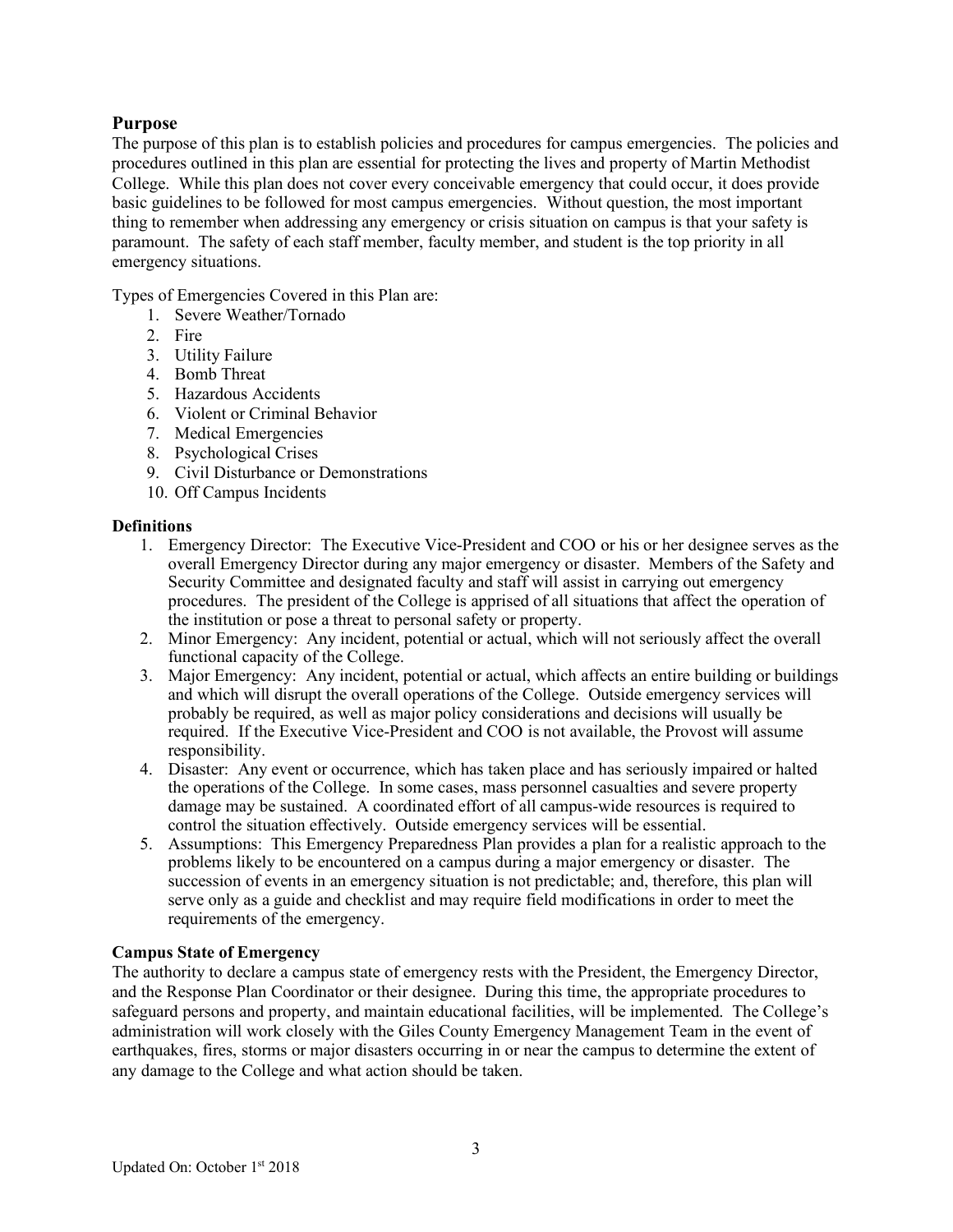## Purpose

The purpose of this plan is to establish policies and procedures for campus emergencies. The policies and procedures outlined in this plan are essential for protecting the lives and property of Martin Methodist College. While this plan does not cover every conceivable emergency that could occur, it does provide basic guidelines to be followed for most campus emergencies. Without question, the most important thing to remember when addressing any emergency or crisis situation on campus is that your safety is paramount. The safety of each staff member, faculty member, and student is the top priority in all emergency situations.

Types of Emergencies Covered in this Plan are:

1. Severe Weather/Tornado
2. Fire
3. Utility Failure
4. Bomb Threat
5. Hazardous Accidents
6. Violent or Criminal Behavior
7. Medical Emergencies
8. Psychological Crises
9. Civil Disturbance or Demonstrations
10. Off Campus Incidents

### Definitions

1. Emergency Director: The Executive Vice-President and COO or his or her designee serves as the overall Emergency Director during any major emergency or disaster. Members of the Safety and Security Committee and designated faculty and staff will assist in carrying out emergency procedures. The president of the College is apprised of all situations that affect the operation of the institution or pose a threat to personal safety or property.
2. Minor Emergency: Any incident, potential or actual, which will not seriously affect the overall functional capacity of the College.
3. Major Emergency: Any incident, potential or actual, which affects an entire building or buildings and which will disrupt the overall operations of the College. Outside emergency services will probably be required, as well as major policy considerations and decisions will usually be required. If the Executive Vice-President and COO is not available, the Provost will assume responsibility.
4. Disaster: Any event or occurrence, which has taken place and has seriously impaired or halted the operations of the College. In some cases, mass personnel casualties and severe property damage may be sustained. A coordinated effort of all campus-wide resources is required to control the situation effectively. Outside emergency services will be essential.
5. Assumptions: This Emergency Preparedness Plan provides a plan for a realistic approach to the problems likely to be encountered on a campus during a major emergency or disaster. The succession of events in an emergency situation is not predictable; and, therefore, this plan will serve only as a guide and checklist and may require field modifications in order to meet the requirements of the emergency.

### Campus State of Emergency

The authority to declare a campus state of emergency rests with the President, the Emergency Director, and the Response Plan Coordinator or their designee. During this time, the appropriate procedures to safeguard persons and property, and maintain educational facilities, will be implemented. The College's administration will work closely with the Giles County Emergency Management Team in the event of earthquakes, fires, storms or major disasters occurring in or near the campus to determine the extent of any damage to the College and what action should be taken.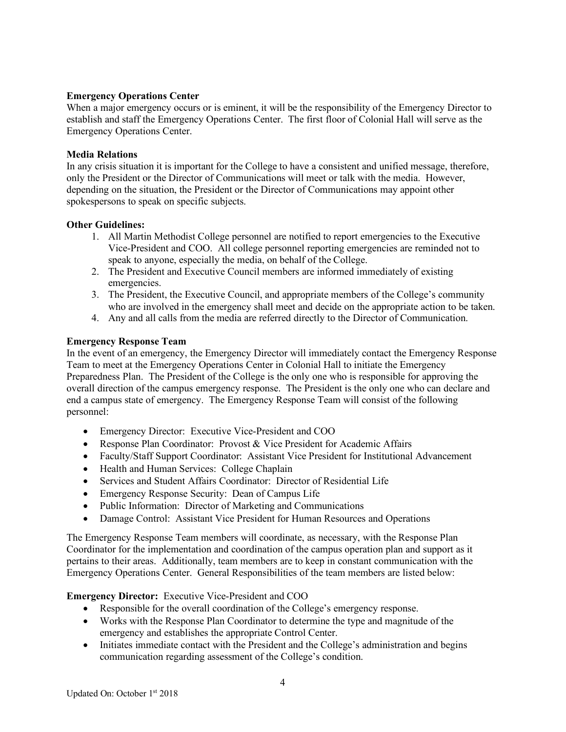**Emergency Operations Center**

When a major emergency occurs or is eminent, it will be the responsibility of the Emergency Director to establish and staff the Emergency Operations Center. The first floor of Colonial Hall will serve as the Emergency Operations Center.

**Media Relations**

In any crisis situation it is important for the College to have a consistent and unified message, therefore, only the President or the Director of Communications will meet or talk with the media. However, depending on the situation, the President or the Director of Communications may appoint other spokespersons to speak on specific subjects.

**Other Guidelines:**

1. All Martin Methodist College personnel are notified to report emergencies to the Executive Vice-President and COO. All college personnel reporting emergencies are reminded not to speak to anyone, especially the media, on behalf of the College.
2. The President and Executive Council members are informed immediately of existing emergencies.
3. The President, the Executive Council, and appropriate members of the College's community who are involved in the emergency shall meet and decide on the appropriate action to be taken.
4. Any and all calls from the media are referred directly to the Director of Communication.

**Emergency Response Team**

In the event of an emergency, the Emergency Director will immediately contact the Emergency Response Team to meet at the Emergency Operations Center in Colonial Hall to initiate the Emergency Preparedness Plan. The President of the College is the only one who is responsible for approving the overall direction of the campus emergency response. The President is the only one who can declare and end a campus state of emergency. The Emergency Response Team will consist of the following personnel:

- Emergency Director: Executive Vice-President and COO
- Response Plan Coordinator: Provost & Vice President for Academic Affairs
- Faculty/Staff Support Coordinator: Assistant Vice President for Institutional Advancement
- Health and Human Services: College Chaplain
- Services and Student Affairs Coordinator: Director of Residential Life
- Emergency Response Security: Dean of Campus Life
- Public Information: Director of Marketing and Communications
- Damage Control: Assistant Vice President for Human Resources and Operations

The Emergency Response Team members will coordinate, as necessary, with the Response Plan Coordinator for the implementation and coordination of the campus operation plan and support as it pertains to their areas. Additionally, team members are to keep in constant communication with the Emergency Operations Center. General Responsibilities of the team members are listed below:

**Emergency Director:** Executive Vice-President and COO

- Responsible for the overall coordination of the College's emergency response.
- Works with the Response Plan Coordinator to determine the type and magnitude of the emergency and establishes the appropriate Control Center.
- Initiates immediate contact with the President and the College's administration and begins communication regarding assessment of the College's condition.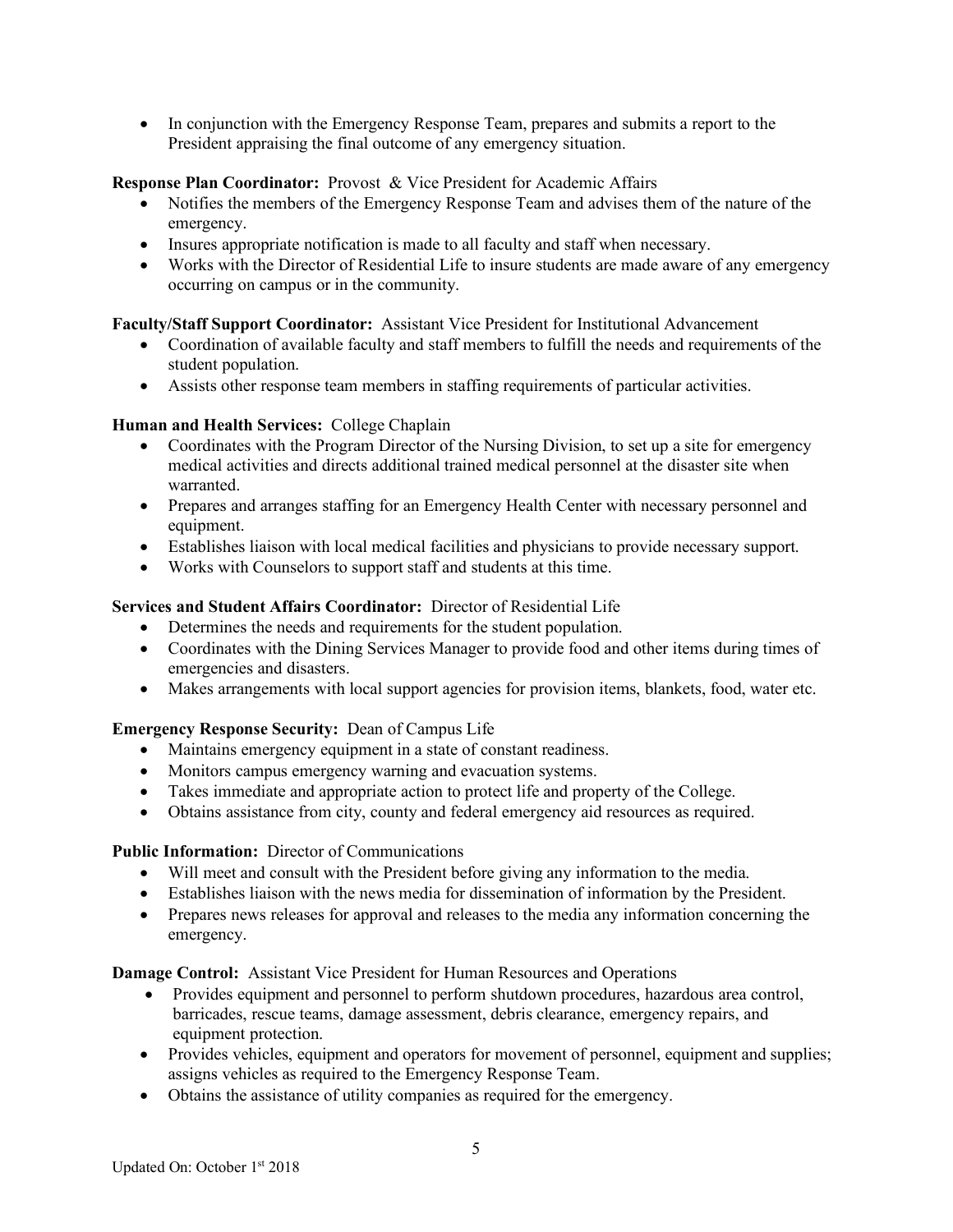- In conjunction with the Emergency Response Team, prepares and submits a report to the President appraising the final outcome of any emergency situation.

**Response Plan Coordinator:** Provost & Vice President for Academic Affairs

- Notifies the members of the Emergency Response Team and advises them of the nature of the emergency.
- Insures appropriate notification is made to all faculty and staff when necessary.
- Works with the Director of Residential Life to insure students are made aware of any emergency occurring on campus or in the community.

**Faculty/Staff Support Coordinator:** Assistant Vice President for Institutional Advancement

- Coordination of available faculty and staff members to fulfill the needs and requirements of the student population.
- Assists other response team members in staffing requirements of particular activities.

**Human and Health Services:** College Chaplain

- Coordinates with the Program Director of the Nursing Division, to set up a site for emergency medical activities and directs additional trained medical personnel at the disaster site when warranted.
- Prepares and arranges staffing for an Emergency Health Center with necessary personnel and equipment.
- Establishes liaison with local medical facilities and physicians to provide necessary support.
- Works with Counselors to support staff and students at this time.

**Services and Student Affairs Coordinator:** Director of Residential Life

- Determines the needs and requirements for the student population.
- Coordinates with the Dining Services Manager to provide food and other items during times of emergencies and disasters.
- Makes arrangements with local support agencies for provision items, blankets, food, water etc.

**Emergency Response Security:** Dean of Campus Life

- Maintains emergency equipment in a state of constant readiness.
- Monitors campus emergency warning and evacuation systems.
- Takes immediate and appropriate action to protect life and property of the College.
- Obtains assistance from city, county and federal emergency aid resources as required.

**Public Information:** Director of Communications

- Will meet and consult with the President before giving any information to the media.
- Establishes liaison with the news media for dissemination of information by the President.
- Prepares news releases for approval and releases to the media any information concerning the emergency.

**Damage Control:** Assistant Vice President for Human Resources and Operations

- Provides equipment and personnel to perform shutdown procedures, hazardous area control, barricades, rescue teams, damage assessment, debris clearance, emergency repairs, and equipment protection.
- Provides vehicles, equipment and operators for movement of personnel, equipment and supplies; assigns vehicles as required to the Emergency Response Team.
- Obtains the assistance of utility companies as required for the emergency.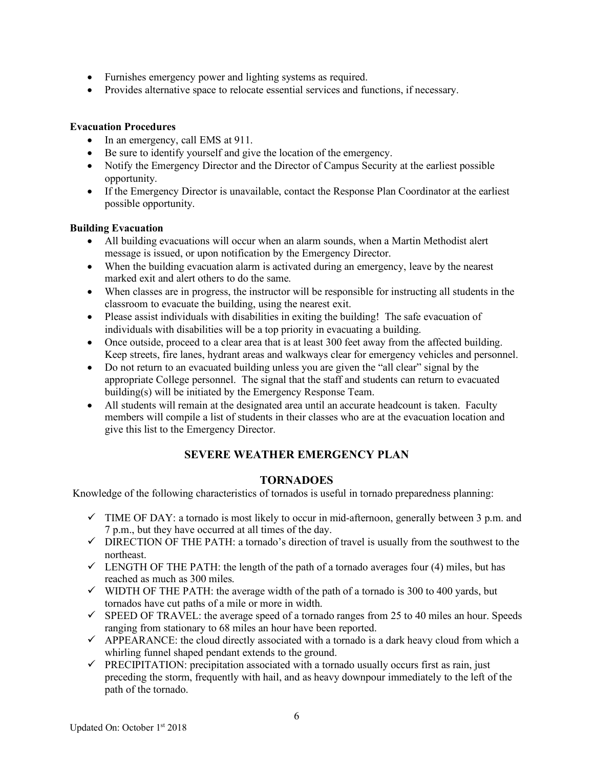- Furnishes emergency power and lighting systems as required.
- Provides alternative space to relocate essential services and functions, if necessary.

**Evacuation Procedures**

- In an emergency, call EMS at 911.
- Be sure to identify yourself and give the location of the emergency.
- Notify the Emergency Director and the Director of Campus Security at the earliest possible opportunity.
- If the Emergency Director is unavailable, contact the Response Plan Coordinator at the earliest possible opportunity.

**Building Evacuation**

- All building evacuations will occur when an alarm sounds, when a Martin Methodist alert message is issued, or upon notification by the Emergency Director.
- When the building evacuation alarm is activated during an emergency, leave by the nearest marked exit and alert others to do the same.
- When classes are in progress, the instructor will be responsible for instructing all students in the classroom to evacuate the building, using the nearest exit.
- Please assist individuals with disabilities in exiting the building! The safe evacuation of individuals with disabilities will be a top priority in evacuating a building.
- Once outside, proceed to a clear area that is at least 300 feet away from the affected building. Keep streets, fire lanes, hydrant areas and walkways clear for emergency vehicles and personnel.
- Do not return to an evacuated building unless you are given the "all clear" signal by the appropriate College personnel. The signal that the staff and students can return to evacuated building(s) will be initiated by the Emergency Response Team.
- All students will remain at the designated area until an accurate headcount is taken. Faculty members will compile a list of students in their classes who are at the evacuation location and give this list to the Emergency Director.

## SEVERE WEATHER EMERGENCY PLAN

### TORNADOES

Knowledge of the following characteristics of tornados is useful in tornado preparedness planning:

- ✓ TIME OF DAY: a tornado is most likely to occur in mid-afternoon, generally between 3 p.m. and 7 p.m., but they have occurred at all times of the day.
- ✓ DIRECTION OF THE PATH: a tornado's direction of travel is usually from the southwest to the northeast.
- ✓ LENGTH OF THE PATH: the length of the path of a tornado averages four (4) miles, but has reached as much as 300 miles.
- ✓ WIDTH OF THE PATH: the average width of the path of a tornado is 300 to 400 yards, but tornados have cut paths of a mile or more in width.
- ✓ SPEED OF TRAVEL: the average speed of a tornado ranges from 25 to 40 miles an hour. Speeds ranging from stationary to 68 miles an hour have been reported.
- ✓ APPEARANCE: the cloud directly associated with a tornado is a dark heavy cloud from which a whirling funnel shaped pendant extends to the ground.
- ✓ PRECIPITATION: precipitation associated with a tornado usually occurs first as rain, just preceding the storm, frequently with hail, and as heavy downpour immediately to the left of the path of the tornado.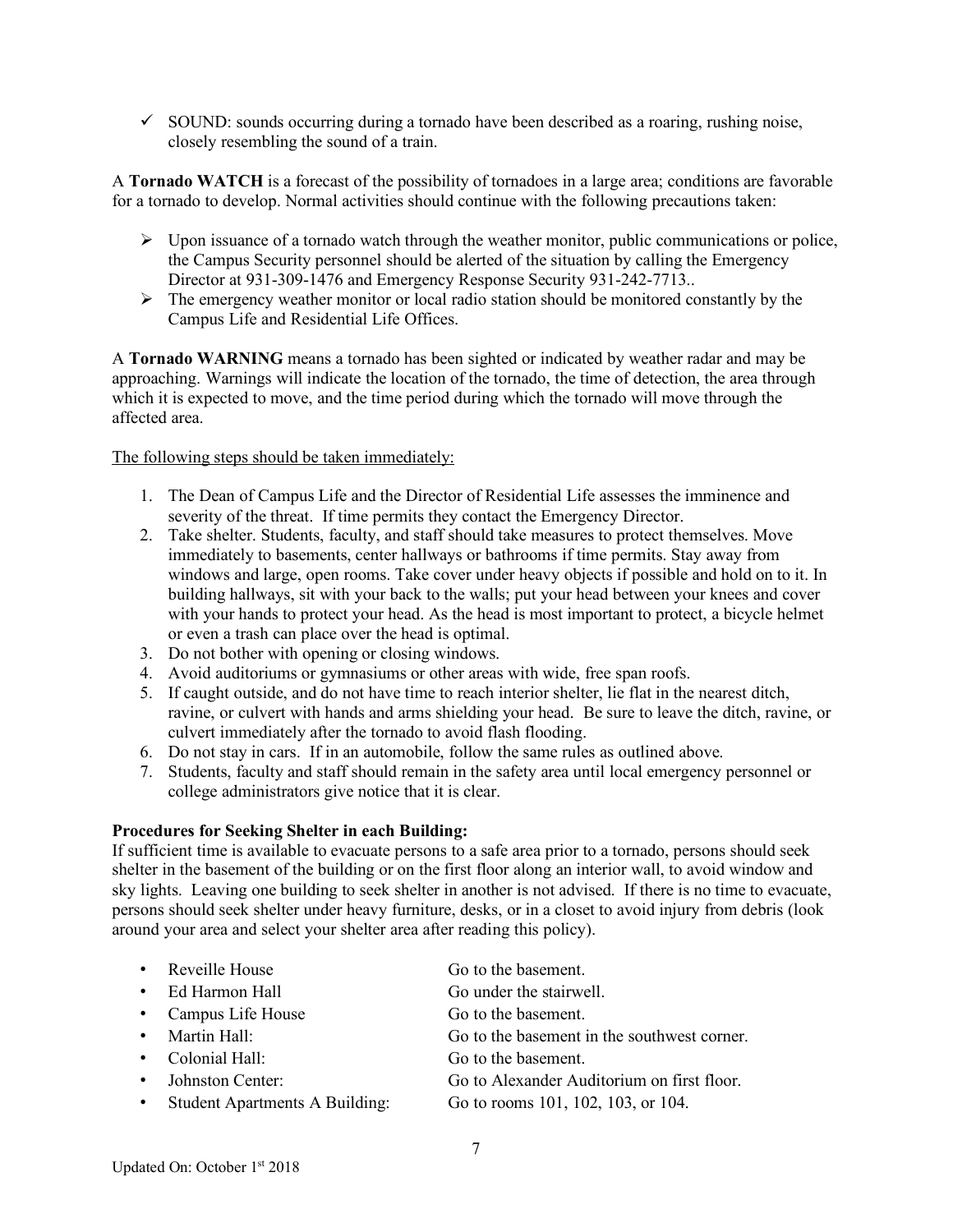- ✓ SOUND: sounds occurring during a tornado have been described as a roaring, rushing noise, closely resembling the sound of a train.

A **Tornado WATCH** is a forecast of the possibility of tornadoes in a large area; conditions are favorable for a tornado to develop. Normal activities should continue with the following precautions taken:

- Upon issuance of a tornado watch through the weather monitor, public communications or police, the Campus Security personnel should be alerted of the situation by calling the Emergency Director at 931-309-1476 and Emergency Response Security 931-242-7713..
- The emergency weather monitor or local radio station should be monitored constantly by the Campus Life and Residential Life Offices.

A **Tornado WARNING** means a tornado has been sighted or indicated by weather radar and may be approaching. Warnings will indicate the location of the tornado, the time of detection, the area through which it is expected to move, and the time period during which the tornado will move through the affected area.

<u>The following steps should be taken immediately:</u>

1. The Dean of Campus Life and the Director of Residential Life assesses the imminence and severity of the threat. If time permits they contact the Emergency Director.
2. Take shelter. Students, faculty, and staff should take measures to protect themselves. Move immediately to basements, center hallways or bathrooms if time permits. Stay away from windows and large, open rooms. Take cover under heavy objects if possible and hold on to it. In building hallways, sit with your back to the walls; put your head between your knees and cover with your hands to protect your head. As the head is most important to protect, a bicycle helmet or even a trash can place over the head is optimal.
3. Do not bother with opening or closing windows.
4. Avoid auditoriums or gymnasiums or other areas with wide, free span roofs.
5. If caught outside, and do not have time to reach interior shelter, lie flat in the nearest ditch, ravine, or culvert with hands and arms shielding your head. Be sure to leave the ditch, ravine, or culvert immediately after the tornado to avoid flash flooding.
6. Do not stay in cars. If in an automobile, follow the same rules as outlined above.
7. Students, faculty and staff should remain in the safety area until local emergency personnel or college administrators give notice that it is clear.

**Procedures for Seeking Shelter in each Building:**
If sufficient time is available to evacuate persons to a safe area prior to a tornado, persons should seek shelter in the basement of the building or on the first floor along an interior wall, to avoid window and sky lights. Leaving one building to seek shelter in another is not advised. If there is no time to evacuate, persons should seek shelter under heavy furniture, desks, or in a closet to avoid injury from debris (look around your area and select your shelter area after reading this policy).

- Reveille House — Go to the basement.
- Ed Harmon Hall — Go under the stairwell.
- Campus Life House — Go to the basement.
- Martin Hall: — Go to the basement in the southwest corner.
- Colonial Hall: — Go to the basement.
- Johnston Center: — Go to Alexander Auditorium on first floor.
- Student Apartments A Building: — Go to rooms 101, 102, 103, or 104.

Updated On: October 1st 2018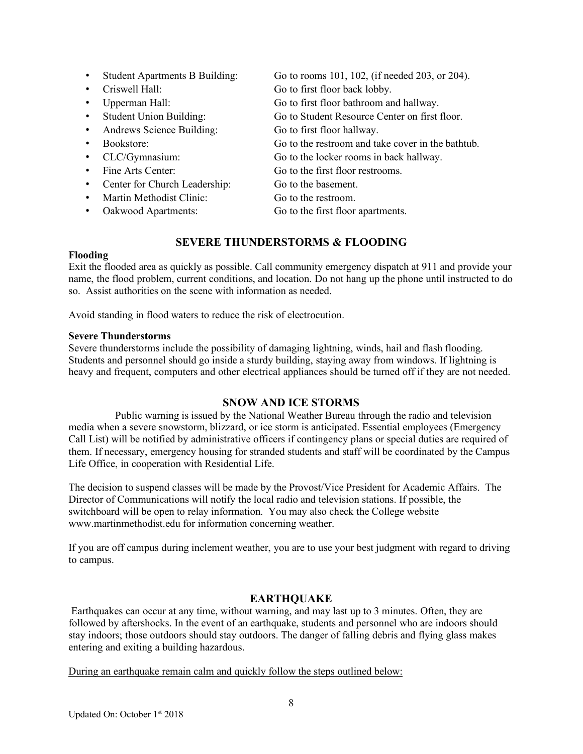- Student Apartments B Building: Go to rooms 101, 102, (if needed 203, or 204).
- Criswell Hall: Go to first floor back lobby.
- Upperman Hall: Go to first floor bathroom and hallway.
- Student Union Building: Go to Student Resource Center on first floor.
- Andrews Science Building: Go to first floor hallway.
- Bookstore: Go to the restroom and take cover in the bathtub.
- CLC/Gymnasium: Go to the locker rooms in back hallway.
- Fine Arts Center: Go to the first floor restrooms.
- Center for Church Leadership: Go to the basement.
- Martin Methodist Clinic: Go to the restroom.
- Oakwood Apartments: Go to the first floor apartments.

## SEVERE THUNDERSTORMS & FLOODING

**Flooding**

Exit the flooded area as quickly as possible. Call community emergency dispatch at 911 and provide your name, the flood problem, current conditions, and location. Do not hang up the phone until instructed to do so. Assist authorities on the scene with information as needed.

Avoid standing in flood waters to reduce the risk of electrocution.

**Severe Thunderstorms**

Severe thunderstorms include the possibility of damaging lightning, winds, hail and flash flooding. Students and personnel should go inside a sturdy building, staying away from windows. If lightning is heavy and frequent, computers and other electrical appliances should be turned off if they are not needed.

## SNOW AND ICE STORMS

Public warning is issued by the National Weather Bureau through the radio and television media when a severe snowstorm, blizzard, or ice storm is anticipated. Essential employees (Emergency Call List) will be notified by administrative officers if contingency plans or special duties are required of them. If necessary, emergency housing for stranded students and staff will be coordinated by the Campus Life Office, in cooperation with Residential Life.

The decision to suspend classes will be made by the Provost/Vice President for Academic Affairs. The Director of Communications will notify the local radio and television stations. If possible, the switchboard will be open to relay information. You may also check the College website www.martinmethodist.edu for information concerning weather.

If you are off campus during inclement weather, you are to use your best judgment with regard to driving to campus.

## EARTHQUAKE

Earthquakes can occur at any time, without warning, and may last up to 3 minutes. Often, they are followed by aftershocks. In the event of an earthquake, students and personnel who are indoors should stay indoors; those outdoors should stay outdoors. The danger of falling debris and flying glass makes entering and exiting a building hazardous.

<u>During an earthquake remain calm and quickly follow the steps outlined below:</u>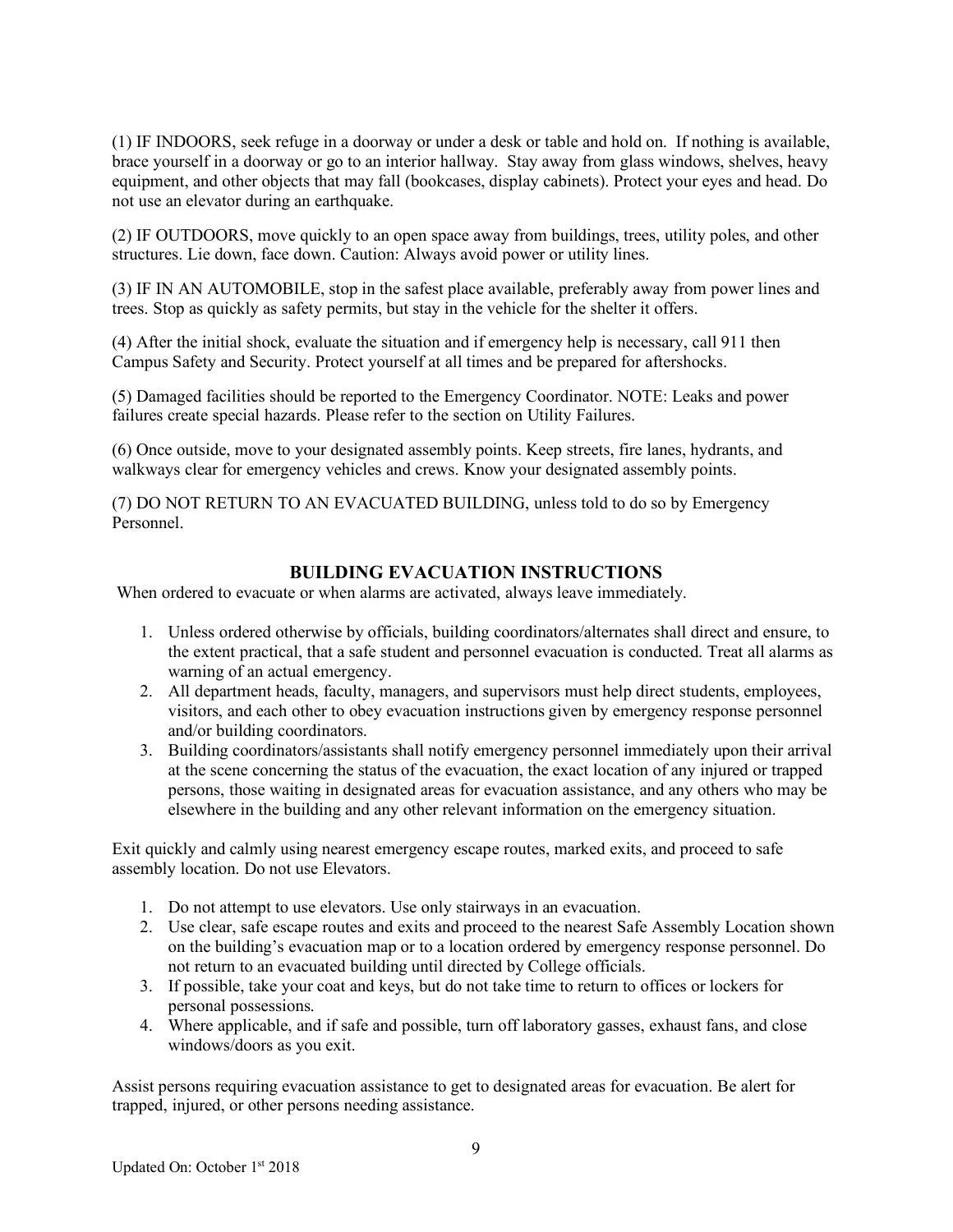(1) IF INDOORS, seek refuge in a doorway or under a desk or table and hold on. If nothing is available, brace yourself in a doorway or go to an interior hallway. Stay away from glass windows, shelves, heavy equipment, and other objects that may fall (bookcases, display cabinets). Protect your eyes and head. Do not use an elevator during an earthquake.

(2) IF OUTDOORS, move quickly to an open space away from buildings, trees, utility poles, and other structures. Lie down, face down. Caution: Always avoid power or utility lines.

(3) IF IN AN AUTOMOBILE, stop in the safest place available, preferably away from power lines and trees. Stop as quickly as safety permits, but stay in the vehicle for the shelter it offers.

(4) After the initial shock, evaluate the situation and if emergency help is necessary, call 911 then Campus Safety and Security. Protect yourself at all times and be prepared for aftershocks.

(5) Damaged facilities should be reported to the Emergency Coordinator. NOTE: Leaks and power failures create special hazards. Please refer to the section on Utility Failures.

(6) Once outside, move to your designated assembly points. Keep streets, fire lanes, hydrants, and walkways clear for emergency vehicles and crews. Know your designated assembly points.

(7) DO NOT RETURN TO AN EVACUATED BUILDING, unless told to do so by Emergency Personnel.

## BUILDING EVACUATION INSTRUCTIONS

When ordered to evacuate or when alarms are activated, always leave immediately.

1. Unless ordered otherwise by officials, building coordinators/alternates shall direct and ensure, to the extent practical, that a safe student and personnel evacuation is conducted. Treat all alarms as warning of an actual emergency.
2. All department heads, faculty, managers, and supervisors must help direct students, employees, visitors, and each other to obey evacuation instructions given by emergency response personnel and/or building coordinators.
3. Building coordinators/assistants shall notify emergency personnel immediately upon their arrival at the scene concerning the status of the evacuation, the exact location of any injured or trapped persons, those waiting in designated areas for evacuation assistance, and any others who may be elsewhere in the building and any other relevant information on the emergency situation.

Exit quickly and calmly using nearest emergency escape routes, marked exits, and proceed to safe assembly location. Do not use Elevators.

1. Do not attempt to use elevators. Use only stairways in an evacuation.
2. Use clear, safe escape routes and exits and proceed to the nearest Safe Assembly Location shown on the building's evacuation map or to a location ordered by emergency response personnel. Do not return to an evacuated building until directed by College officials.
3. If possible, take your coat and keys, but do not take time to return to offices or lockers for personal possessions.
4. Where applicable, and if safe and possible, turn off laboratory gasses, exhaust fans, and close windows/doors as you exit.

Assist persons requiring evacuation assistance to get to designated areas for evacuation. Be alert for trapped, injured, or other persons needing assistance.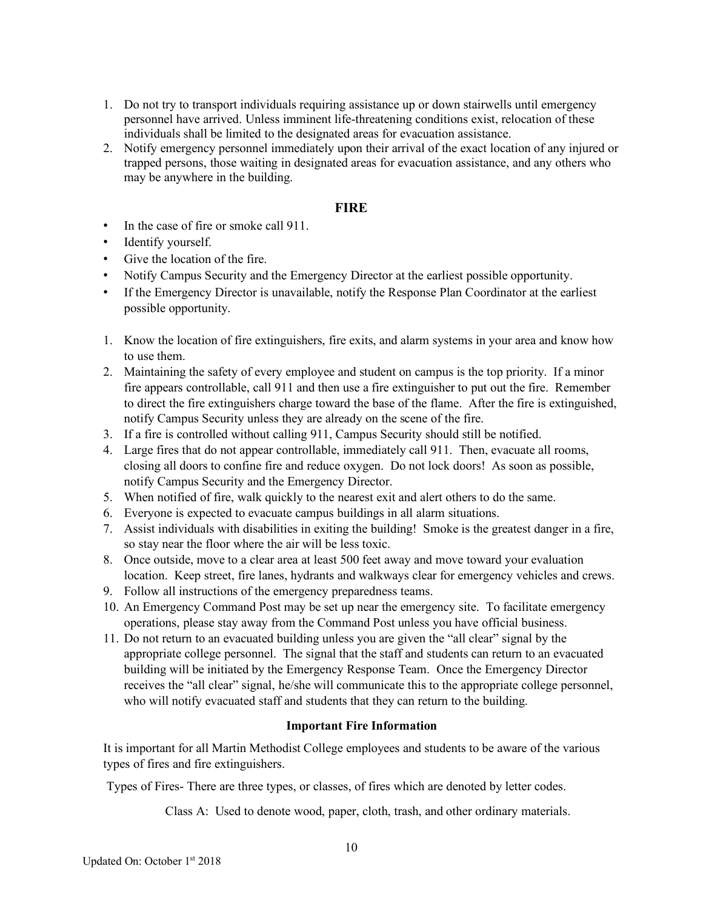1. Do not try to transport individuals requiring assistance up or down stairwells until emergency personnel have arrived. Unless imminent life-threatening conditions exist, relocation of these individuals shall be limited to the designated areas for evacuation assistance.
2. Notify emergency personnel immediately upon their arrival of the exact location of any injured or trapped persons, those waiting in designated areas for evacuation assistance, and any others who may be anywhere in the building.

## FIRE

- In the case of fire or smoke call 911.
- Identify yourself.
- Give the location of the fire.
- Notify Campus Security and the Emergency Director at the earliest possible opportunity.
- If the Emergency Director is unavailable, notify the Response Plan Coordinator at the earliest possible opportunity.

1. Know the location of fire extinguishers, fire exits, and alarm systems in your area and know how to use them.
2. Maintaining the safety of every employee and student on campus is the top priority. If a minor fire appears controllable, call 911 and then use a fire extinguisher to put out the fire. Remember to direct the fire extinguishers charge toward the base of the flame. After the fire is extinguished, notify Campus Security unless they are already on the scene of the fire.
3. If a fire is controlled without calling 911, Campus Security should still be notified.
4. Large fires that do not appear controllable, immediately call 911. Then, evacuate all rooms, closing all doors to confine fire and reduce oxygen. Do not lock doors! As soon as possible, notify Campus Security and the Emergency Director.
5. When notified of fire, walk quickly to the nearest exit and alert others to do the same.
6. Everyone is expected to evacuate campus buildings in all alarm situations.
7. Assist individuals with disabilities in exiting the building! Smoke is the greatest danger in a fire, so stay near the floor where the air will be less toxic.
8. Once outside, move to a clear area at least 500 feet away and move toward your evaluation location. Keep street, fire lanes, hydrants and walkways clear for emergency vehicles and crews.
9. Follow all instructions of the emergency preparedness teams.
10. An Emergency Command Post may be set up near the emergency site. To facilitate emergency operations, please stay away from the Command Post unless you have official business.
11. Do not return to an evacuated building unless you are given the "all clear" signal by the appropriate college personnel. The signal that the staff and students can return to an evacuated building will be initiated by the Emergency Response Team. Once the Emergency Director receives the "all clear" signal, he/she will communicate this to the appropriate college personnel, who will notify evacuated staff and students that they can return to the building.

### Important Fire Information

It is important for all Martin Methodist College employees and students to be aware of the various types of fires and fire extinguishers.

Types of Fires- There are three types, or classes, of fires which are denoted by letter codes.

Class A: Used to denote wood, paper, cloth, trash, and other ordinary materials.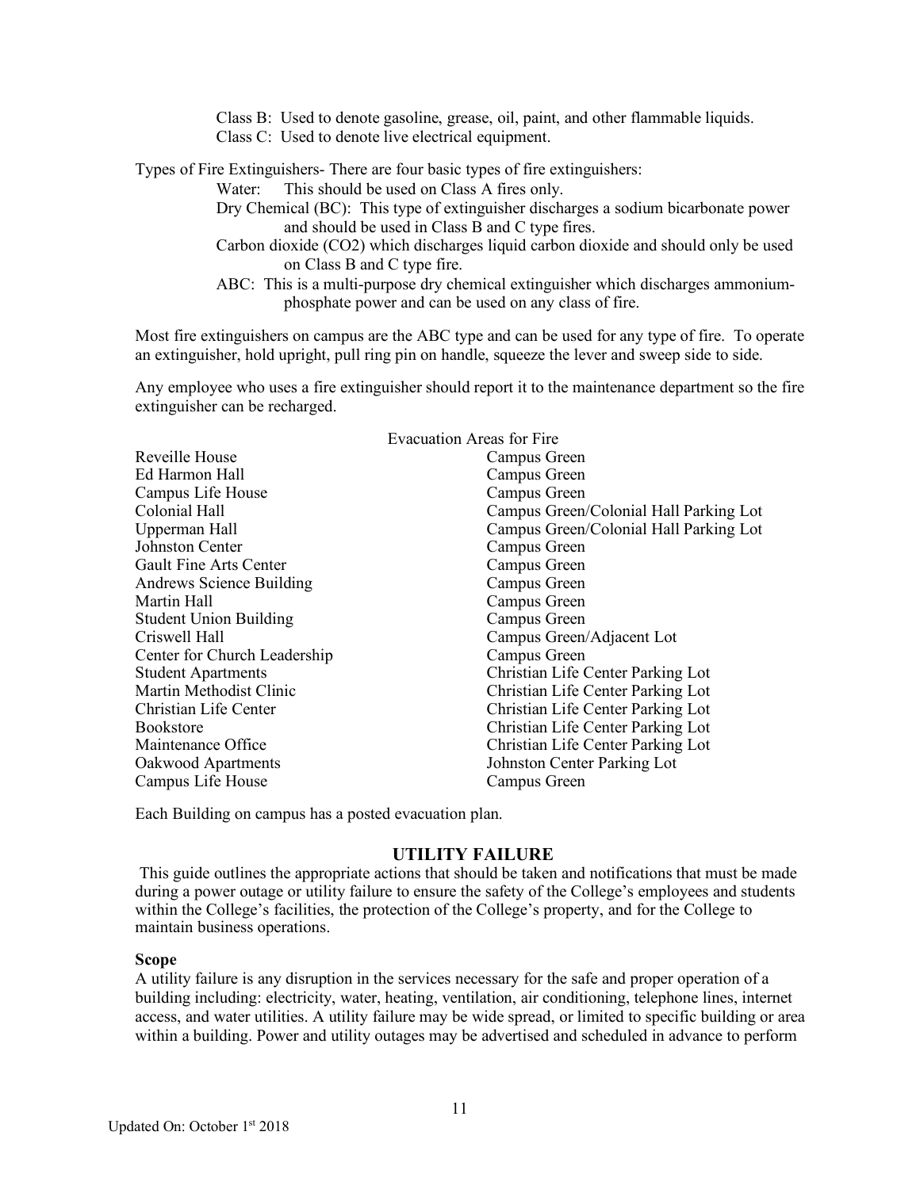Class B: Used to denote gasoline, grease, oil, paint, and other flammable liquids.
Class C: Used to denote live electrical equipment.

Types of Fire Extinguishers- There are four basic types of fire extinguishers:

Water: This should be used on Class A fires only.

Dry Chemical (BC): This type of extinguisher discharges a sodium bicarbonate power and should be used in Class B and C type fires.

Carbon dioxide ($CO_2$) which discharges liquid carbon dioxide and should only be used on Class B and C type fire.

ABC: This is a multi-purpose dry chemical extinguisher which discharges ammonium-phosphate power and can be used on any class of fire.

Most fire extinguishers on campus are the ABC type and can be used for any type of fire. To operate an extinguisher, hold upright, pull ring pin on handle, squeeze the lever and sweep side to side.

Any employee who uses a fire extinguisher should report it to the maintenance department so the fire extinguisher can be recharged.

| Evacuation Areas for Fire | |
|---|---|
| Reveille House | Campus Green |
| Ed Harmon Hall | Campus Green |
| Campus Life House | Campus Green |
| Colonial Hall | Campus Green/Colonial Hall Parking Lot |
| Upperman Hall | Campus Green/Colonial Hall Parking Lot |
| Johnston Center | Campus Green |
| Gault Fine Arts Center | Campus Green |
| Andrews Science Building | Campus Green |
| Martin Hall | Campus Green |
| Student Union Building | Campus Green |
| Criswell Hall | Campus Green/Adjacent Lot |
| Center for Church Leadership | Campus Green |
| Student Apartments | Christian Life Center Parking Lot |
| Martin Methodist Clinic | Christian Life Center Parking Lot |
| Christian Life Center | Christian Life Center Parking Lot |
| Bookstore | Christian Life Center Parking Lot |
| Maintenance Office | Christian Life Center Parking Lot |
| Oakwood Apartments | Johnston Center Parking Lot |
| Campus Life House | Campus Green |

Each Building on campus has a posted evacuation plan.

## UTILITY FAILURE

This guide outlines the appropriate actions that should be taken and notifications that must be made during a power outage or utility failure to ensure the safety of the College's employees and students within the College's facilities, the protection of the College's property, and for the College to maintain business operations.

**Scope**

A utility failure is any disruption in the services necessary for the safe and proper operation of a building including: electricity, water, heating, ventilation, air conditioning, telephone lines, internet access, and water utilities. A utility failure may be wide spread, or limited to specific building or area within a building. Power and utility outages may be advertised and scheduled in advance to perform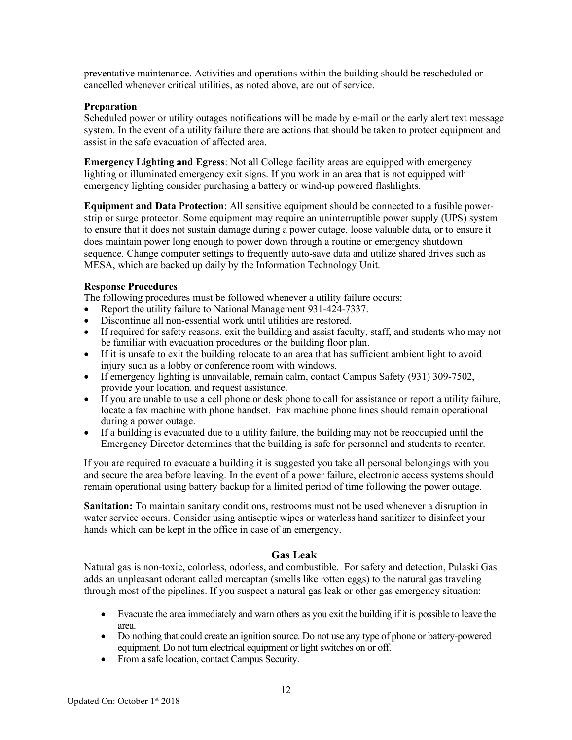preventative maintenance. Activities and operations within the building should be rescheduled or cancelled whenever critical utilities, as noted above, are out of service.

**Preparation**

Scheduled power or utility outages notifications will be made by e-mail or the early alert text message system. In the event of a utility failure there are actions that should be taken to protect equipment and assist in the safe evacuation of affected area.

**Emergency Lighting and Egress**: Not all College facility areas are equipped with emergency lighting or illuminated emergency exit signs. If you work in an area that is not equipped with emergency lighting consider purchasing a battery or wind-up powered flashlights.

**Equipment and Data Protection**: All sensitive equipment should be connected to a fusible power-strip or surge protector. Some equipment may require an uninterruptible power supply (UPS) system to ensure that it does not sustain damage during a power outage, loose valuable data, or to ensure it does maintain power long enough to power down through a routine or emergency shutdown sequence. Change computer settings to frequently auto-save data and utilize shared drives such as MESA, which are backed up daily by the Information Technology Unit.

**Response Procedures**

The following procedures must be followed whenever a utility failure occurs:

- Report the utility failure to National Management 931-424-7337.
- Discontinue all non-essential work until utilities are restored.
- If required for safety reasons, exit the building and assist faculty, staff, and students who may not be familiar with evacuation procedures or the building floor plan.
- If it is unsafe to exit the building relocate to an area that has sufficient ambient light to avoid injury such as a lobby or conference room with windows.
- If emergency lighting is unavailable, remain calm, contact Campus Safety (931) 309-7502, provide your location, and request assistance.
- If you are unable to use a cell phone or desk phone to call for assistance or report a utility failure, locate a fax machine with phone handset. Fax machine phone lines should remain operational during a power outage.
- If a building is evacuated due to a utility failure, the building may not be reoccupied until the Emergency Director determines that the building is safe for personnel and students to reenter.

If you are required to evacuate a building it is suggested you take all personal belongings with you and secure the area before leaving. In the event of a power failure, electronic access systems should remain operational using battery backup for a limited period of time following the power outage.

**Sanitation:** To maintain sanitary conditions, restrooms must not be used whenever a disruption in water service occurs. Consider using antiseptic wipes or waterless hand sanitizer to disinfect your hands which can be kept in the office in case of an emergency.

## Gas Leak

Natural gas is non-toxic, colorless, odorless, and combustible. For safety and detection, Pulaski Gas adds an unpleasant odorant called mercaptan (smells like rotten eggs) to the natural gas traveling through most of the pipelines. If you suspect a natural gas leak or other gas emergency situation:

- Evacuate the area immediately and warn others as you exit the building if it is possible to leave the area.
- Do nothing that could create an ignition source. Do not use any type of phone or battery-powered equipment. Do not turn electrical equipment or light switches on or off.
- From a safe location, contact Campus Security.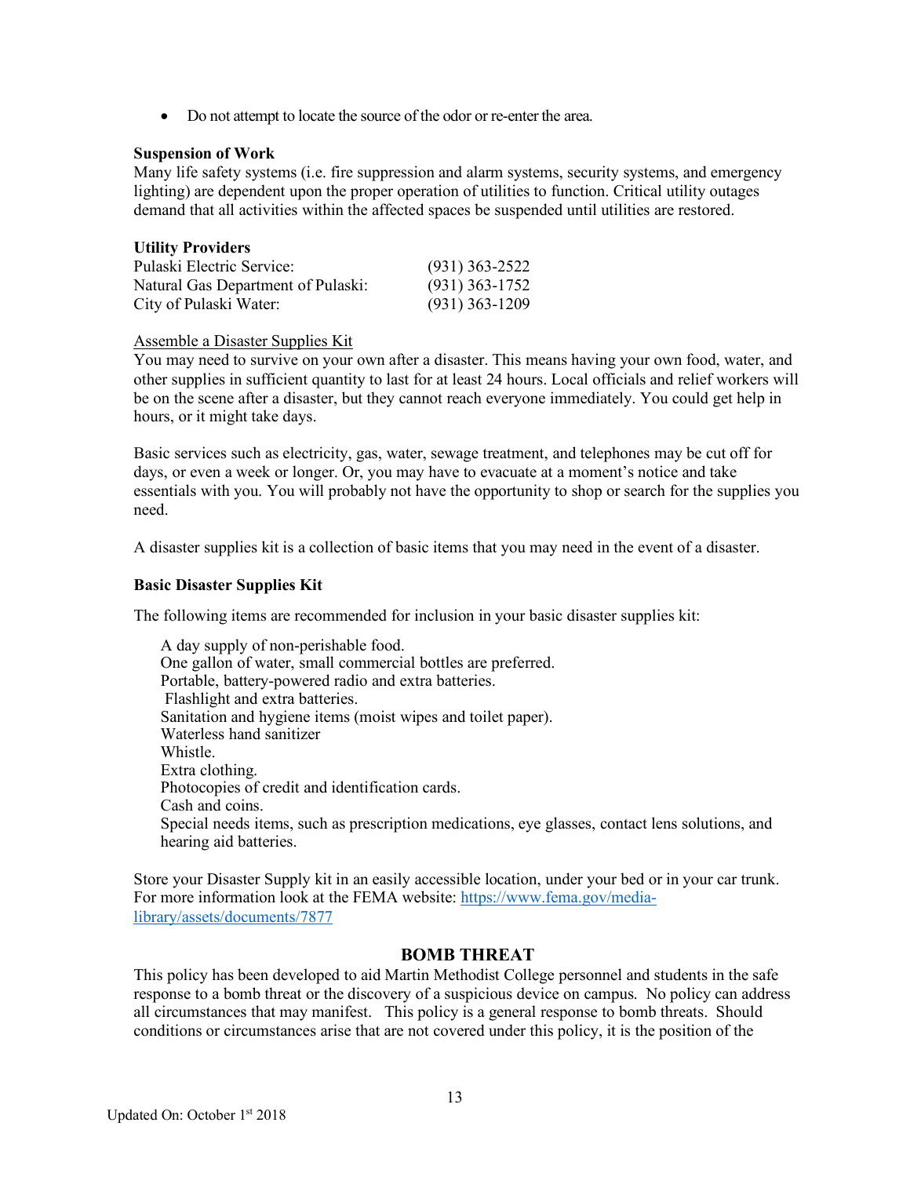- Do not attempt to locate the source of the odor or re-enter the area.

**Suspension of Work**

Many life safety systems (i.e. fire suppression and alarm systems, security systems, and emergency lighting) are dependent upon the proper operation of utilities to function. Critical utility outages demand that all activities within the affected spaces be suspended until utilities are restored.

**Utility Providers**

| | |
|---|---|
| Pulaski Electric Service: | (931) 363-2522 |
| Natural Gas Department of Pulaski: | (931) 363-1752 |
| City of Pulaski Water: | (931) 363-1209 |

Assemble a Disaster Supplies Kit

You may need to survive on your own after a disaster. This means having your own food, water, and other supplies in sufficient quantity to last for at least 24 hours. Local officials and relief workers will be on the scene after a disaster, but they cannot reach everyone immediately. You could get help in hours, or it might take days.

Basic services such as electricity, gas, water, sewage treatment, and telephones may be cut off for days, or even a week or longer. Or, you may have to evacuate at a moment's notice and take essentials with you. You will probably not have the opportunity to shop or search for the supplies you need.

A disaster supplies kit is a collection of basic items that you may need in the event of a disaster.

**Basic Disaster Supplies Kit**

The following items are recommended for inclusion in your basic disaster supplies kit:

A day supply of non-perishable food.
One gallon of water, small commercial bottles are preferred.
Portable, battery-powered radio and extra batteries.
Flashlight and extra batteries.
Sanitation and hygiene items (moist wipes and toilet paper).
Waterless hand sanitizer
Whistle.
Extra clothing.
Photocopies of credit and identification cards.
Cash and coins.
Special needs items, such as prescription medications, eye glasses, contact lens solutions, and hearing aid batteries.

Store your Disaster Supply kit in an easily accessible location, under your bed or in your car trunk. For more information look at the FEMA website: https://www.fema.gov/media-library/assets/documents/7877

## BOMB THREAT

This policy has been developed to aid Martin Methodist College personnel and students in the safe response to a bomb threat or the discovery of a suspicious device on campus. No policy can address all circumstances that may manifest. This policy is a general response to bomb threats. Should conditions or circumstances arise that are not covered under this policy, it is the position of the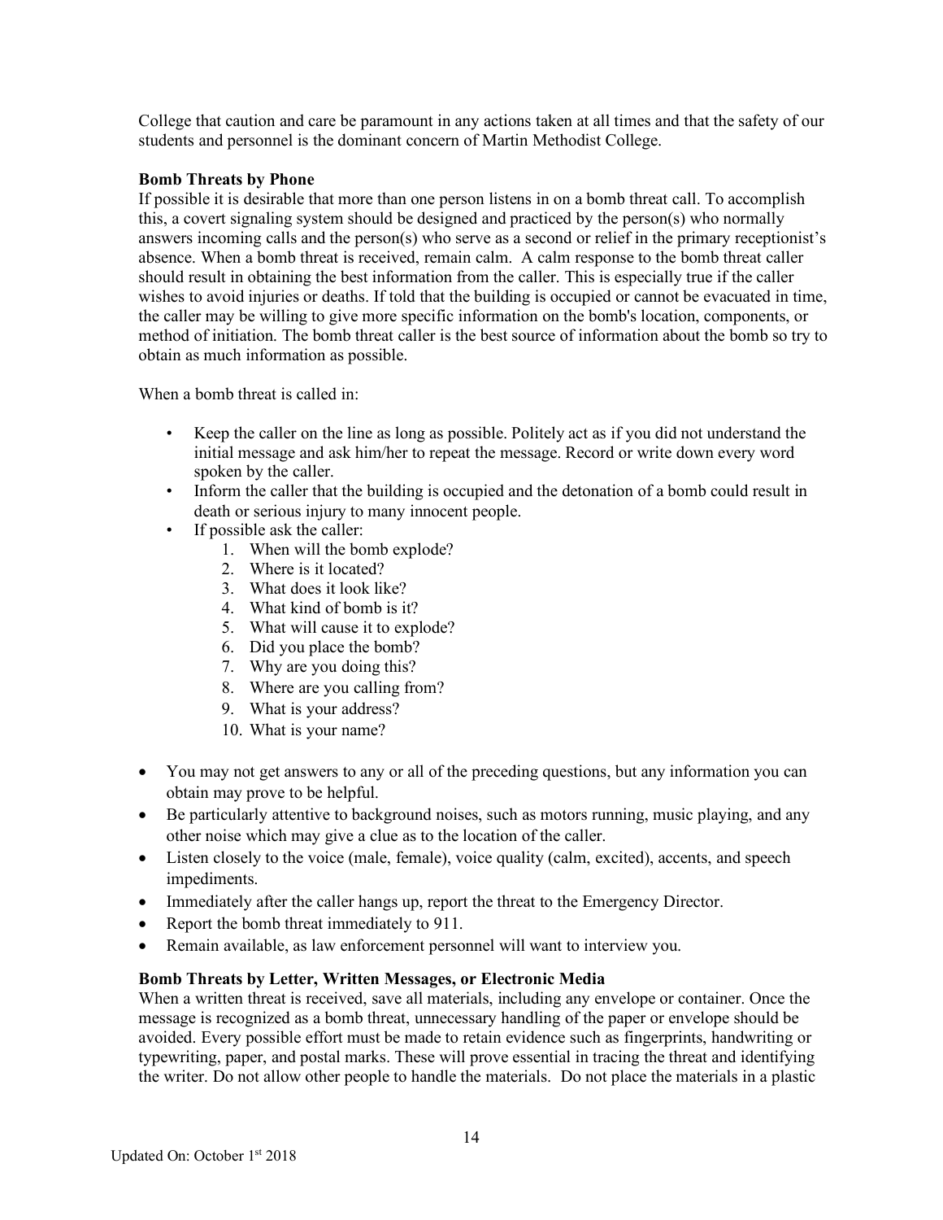College that caution and care be paramount in any actions taken at all times and that the safety of our students and personnel is the dominant concern of Martin Methodist College.

**Bomb Threats by Phone**

If possible it is desirable that more than one person listens in on a bomb threat call. To accomplish this, a covert signaling system should be designed and practiced by the person(s) who normally answers incoming calls and the person(s) who serve as a second or relief in the primary receptionist's absence. When a bomb threat is received, remain calm. A calm response to the bomb threat caller should result in obtaining the best information from the caller. This is especially true if the caller wishes to avoid injuries or deaths. If told that the building is occupied or cannot be evacuated in time, the caller may be willing to give more specific information on the bomb's location, components, or method of initiation. The bomb threat caller is the best source of information about the bomb so try to obtain as much information as possible.

When a bomb threat is called in:

- Keep the caller on the line as long as possible. Politely act as if you did not understand the initial message and ask him/her to repeat the message. Record or write down every word spoken by the caller.
- Inform the caller that the building is occupied and the detonation of a bomb could result in death or serious injury to many innocent people.
- If possible ask the caller:
    1. When will the bomb explode?
    2. Where is it located?
    3. What does it look like?
    4. What kind of bomb is it?
    5. What will cause it to explode?
    6. Did you place the bomb?
    7. Why are you doing this?
    8. Where are you calling from?
    9. What is your address?
    10. What is your name?

- You may not get answers to any or all of the preceding questions, but any information you can obtain may prove to be helpful.
- Be particularly attentive to background noises, such as motors running, music playing, and any other noise which may give a clue as to the location of the caller.
- Listen closely to the voice (male, female), voice quality (calm, excited), accents, and speech impediments.
- Immediately after the caller hangs up, report the threat to the Emergency Director.
- Report the bomb threat immediately to 911.
- Remain available, as law enforcement personnel will want to interview you.

**Bomb Threats by Letter, Written Messages, or Electronic Media**

When a written threat is received, save all materials, including any envelope or container. Once the message is recognized as a bomb threat, unnecessary handling of the paper or envelope should be avoided. Every possible effort must be made to retain evidence such as fingerprints, handwriting or typewriting, paper, and postal marks. These will prove essential in tracing the threat and identifying the writer. Do not allow other people to handle the materials. Do not place the materials in a plastic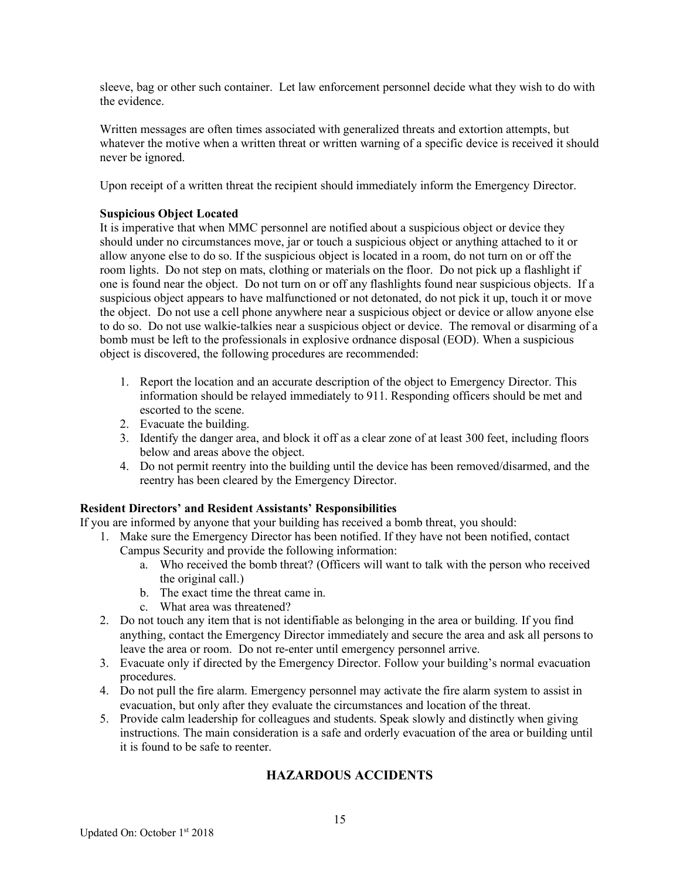sleeve, bag or other such container. Let law enforcement personnel decide what they wish to do with the evidence.

Written messages are often times associated with generalized threats and extortion attempts, but whatever the motive when a written threat or written warning of a specific device is received it should never be ignored.

Upon receipt of a written threat the recipient should immediately inform the Emergency Director.

**Suspicious Object Located**

It is imperative that when MMC personnel are notified about a suspicious object or device they should under no circumstances move, jar or touch a suspicious object or anything attached to it or allow anyone else to do so. If the suspicious object is located in a room, do not turn on or off the room lights. Do not step on mats, clothing or materials on the floor. Do not pick up a flashlight if one is found near the object. Do not turn on or off any flashlights found near suspicious objects. If a suspicious object appears to have malfunctioned or not detonated, do not pick it up, touch it or move the object. Do not use a cell phone anywhere near a suspicious object or device or allow anyone else to do so. Do not use walkie-talkies near a suspicious object or device. The removal or disarming of a bomb must be left to the professionals in explosive ordnance disposal (EOD). When a suspicious object is discovered, the following procedures are recommended:

1. Report the location and an accurate description of the object to Emergency Director. This information should be relayed immediately to 911. Responding officers should be met and escorted to the scene.
2. Evacuate the building.
3. Identify the danger area, and block it off as a clear zone of at least 300 feet, including floors below and areas above the object.
4. Do not permit reentry into the building until the device has been removed/disarmed, and the reentry has been cleared by the Emergency Director.

**Resident Directors' and Resident Assistants' Responsibilities**

If you are informed by anyone that your building has received a bomb threat, you should:

1. Make sure the Emergency Director has been notified. If they have not been notified, contact Campus Security and provide the following information:
   a. Who received the bomb threat? (Officers will want to talk with the person who received the original call.)
   b. The exact time the threat came in.
   c. What area was threatened?
2. Do not touch any item that is not identifiable as belonging in the area or building. If you find anything, contact the Emergency Director immediately and secure the area and ask all persons to leave the area or room. Do not re-enter until emergency personnel arrive.
3. Evacuate only if directed by the Emergency Director. Follow your building's normal evacuation procedures.
4. Do not pull the fire alarm. Emergency personnel may activate the fire alarm system to assist in evacuation, but only after they evaluate the circumstances and location of the threat.
5. Provide calm leadership for colleagues and students. Speak slowly and distinctly when giving instructions. The main consideration is a safe and orderly evacuation of the area or building until it is found to be safe to reenter.

## HAZARDOUS ACCIDENTS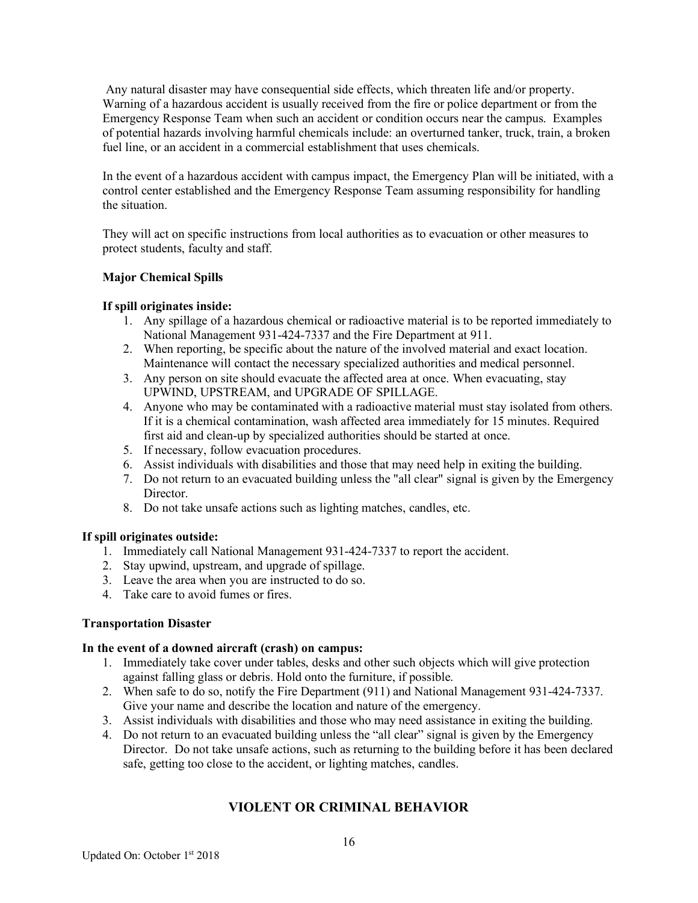Any natural disaster may have consequential side effects, which threaten life and/or property. Warning of a hazardous accident is usually received from the fire or police department or from the Emergency Response Team when such an accident or condition occurs near the campus. Examples of potential hazards involving harmful chemicals include: an overturned tanker, truck, train, a broken fuel line, or an accident in a commercial establishment that uses chemicals.

In the event of a hazardous accident with campus impact, the Emergency Plan will be initiated, with a control center established and the Emergency Response Team assuming responsibility for handling the situation.

They will act on specific instructions from local authorities as to evacuation or other measures to protect students, faculty and staff.

**Major Chemical Spills**

**If spill originates inside:**

1. Any spillage of a hazardous chemical or radioactive material is to be reported immediately to National Management 931-424-7337 and the Fire Department at 911.
2. When reporting, be specific about the nature of the involved material and exact location. Maintenance will contact the necessary specialized authorities and medical personnel.
3. Any person on site should evacuate the affected area at once. When evacuating, stay UPWIND, UPSTREAM, and UPGRADE OF SPILLAGE.
4. Anyone who may be contaminated with a radioactive material must stay isolated from others. If it is a chemical contamination, wash affected area immediately for 15 minutes. Required first aid and clean-up by specialized authorities should be started at once.
5. If necessary, follow evacuation procedures.
6. Assist individuals with disabilities and those that may need help in exiting the building.
7. Do not return to an evacuated building unless the "all clear" signal is given by the Emergency Director.
8. Do not take unsafe actions such as lighting matches, candles, etc.

**If spill originates outside:**

1. Immediately call National Management 931-424-7337 to report the accident.
2. Stay upwind, upstream, and upgrade of spillage.
3. Leave the area when you are instructed to do so.
4. Take care to avoid fumes or fires.

**Transportation Disaster**

**In the event of a downed aircraft (crash) on campus:**

1. Immediately take cover under tables, desks and other such objects which will give protection against falling glass or debris. Hold onto the furniture, if possible.
2. When safe to do so, notify the Fire Department (911) and National Management 931-424-7337. Give your name and describe the location and nature of the emergency.
3. Assist individuals with disabilities and those who may need assistance in exiting the building.
4. Do not return to an evacuated building unless the "all clear" signal is given by the Emergency Director. Do not take unsafe actions, such as returning to the building before it has been declared safe, getting too close to the accident, or lighting matches, candles.

## VIOLENT OR CRIMINAL BEHAVIOR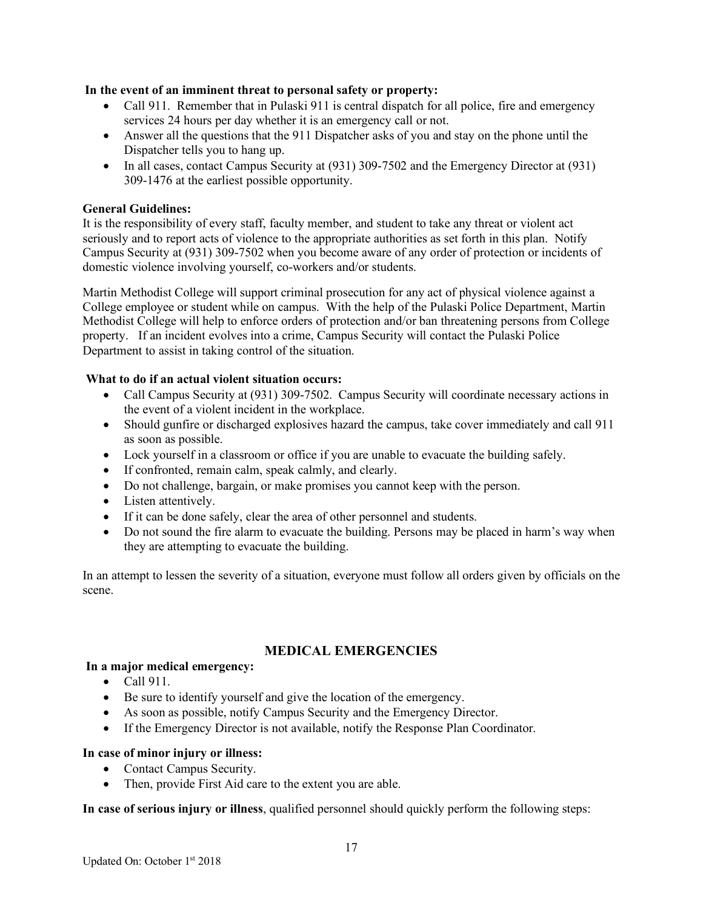**In the event of an imminent threat to personal safety or property:**

- Call 911. Remember that in Pulaski 911 is central dispatch for all police, fire and emergency services 24 hours per day whether it is an emergency call or not.
- Answer all the questions that the 911 Dispatcher asks of you and stay on the phone until the Dispatcher tells you to hang up.
- In all cases, contact Campus Security at (931) 309-7502 and the Emergency Director at (931) 309-1476 at the earliest possible opportunity.

**General Guidelines:**

It is the responsibility of every staff, faculty member, and student to take any threat or violent act seriously and to report acts of violence to the appropriate authorities as set forth in this plan. Notify Campus Security at (931) 309-7502 when you become aware of any order of protection or incidents of domestic violence involving yourself, co-workers and/or students.

Martin Methodist College will support criminal prosecution for any act of physical violence against a College employee or student while on campus. With the help of the Pulaski Police Department, Martin Methodist College will help to enforce orders of protection and/or ban threatening persons from College property. If an incident evolves into a crime, Campus Security will contact the Pulaski Police Department to assist in taking control of the situation.

**What to do if an actual violent situation occurs:**

- Call Campus Security at (931) 309-7502. Campus Security will coordinate necessary actions in the event of a violent incident in the workplace.
- Should gunfire or discharged explosives hazard the campus, take cover immediately and call 911 as soon as possible.
- Lock yourself in a classroom or office if you are unable to evacuate the building safely.
- If confronted, remain calm, speak calmly, and clearly.
- Do not challenge, bargain, or make promises you cannot keep with the person.
- Listen attentively.
- If it can be done safely, clear the area of other personnel and students.
- Do not sound the fire alarm to evacuate the building. Persons may be placed in harm's way when they are attempting to evacuate the building.

In an attempt to lessen the severity of a situation, everyone must follow all orders given by officials on the scene.

## MEDICAL EMERGENCIES

**In a major medical emergency:**

- Call 911.
- Be sure to identify yourself and give the location of the emergency.
- As soon as possible, notify Campus Security and the Emergency Director.
- If the Emergency Director is not available, notify the Response Plan Coordinator.

**In case of minor injury or illness:**

- Contact Campus Security.
- Then, provide First Aid care to the extent you are able.

**In case of serious injury or illness**, qualified personnel should quickly perform the following steps: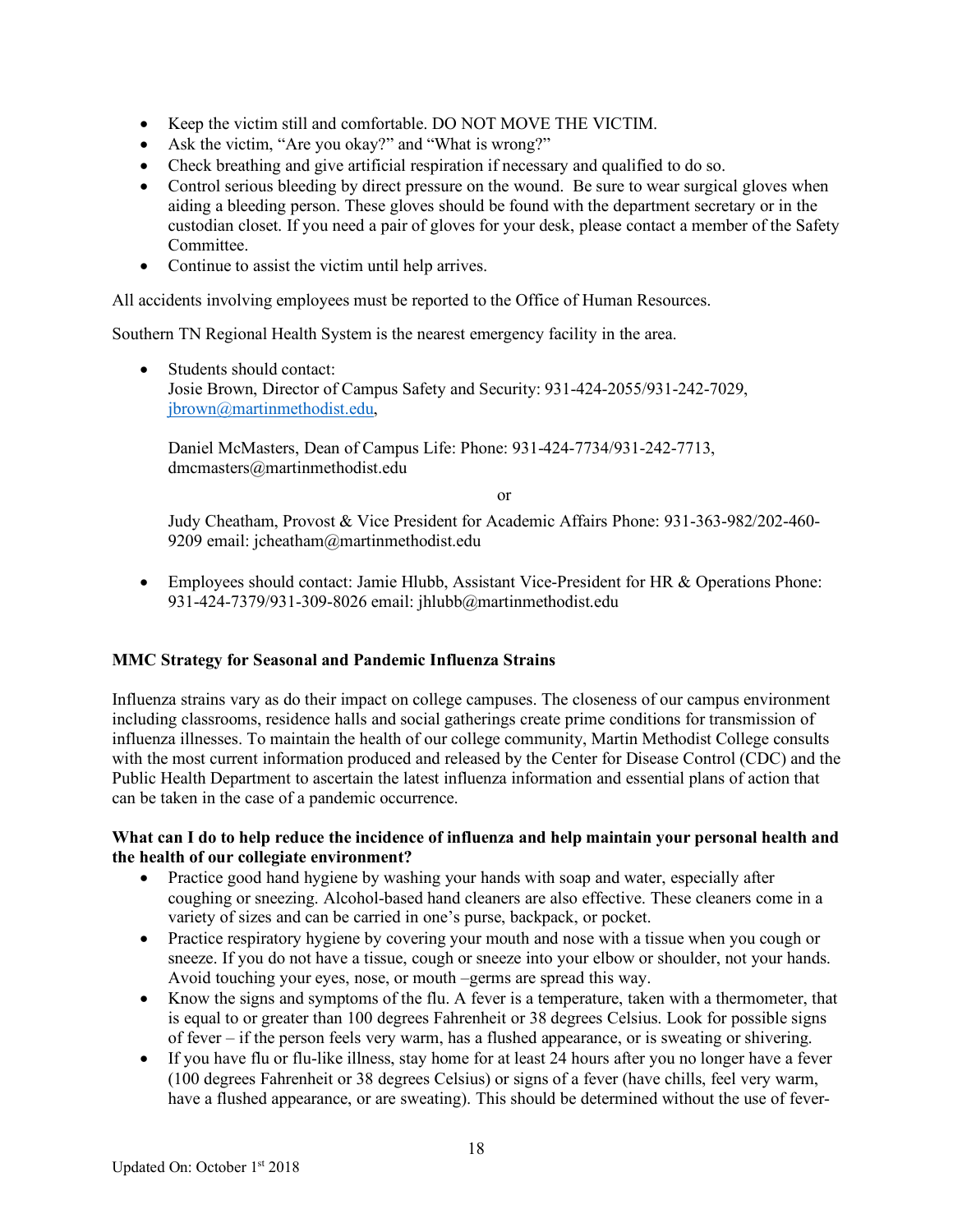- Keep the victim still and comfortable. DO NOT MOVE THE VICTIM.
- Ask the victim, "Are you okay?" and "What is wrong?"
- Check breathing and give artificial respiration if necessary and qualified to do so.
- Control serious bleeding by direct pressure on the wound. Be sure to wear surgical gloves when aiding a bleeding person. These gloves should be found with the department secretary or in the custodian closet. If you need a pair of gloves for your desk, please contact a member of the Safety Committee.
- Continue to assist the victim until help arrives.

All accidents involving employees must be reported to the Office of Human Resources.

Southern TN Regional Health System is the nearest emergency facility in the area.

- Students should contact:
  Josie Brown, Director of Campus Safety and Security: 931-424-2055/931-242-7029, jbrown@martinmethodist.edu,

  Daniel McMasters, Dean of Campus Life: Phone: 931-424-7734/931-242-7713, dmcmasters@martinmethodist.edu

  or

  Judy Cheatham, Provost & Vice President for Academic Affairs Phone: 931-363-982/202-460-9209 email: jcheatham@martinmethodist.edu

- Employees should contact: Jamie Hlubb, Assistant Vice-President for HR & Operations Phone: 931-424-7379/931-309-8026 email: jhlubb@martinmethodist.edu

**MMC Strategy for Seasonal and Pandemic Influenza Strains**

Influenza strains vary as do their impact on college campuses. The closeness of our campus environment including classrooms, residence halls and social gatherings create prime conditions for transmission of influenza illnesses. To maintain the health of our college community, Martin Methodist College consults with the most current information produced and released by the Center for Disease Control (CDC) and the Public Health Department to ascertain the latest influenza information and essential plans of action that can be taken in the case of a pandemic occurrence.

**What can I do to help reduce the incidence of influenza and help maintain your personal health and the health of our collegiate environment?**

- Practice good hand hygiene by washing your hands with soap and water, especially after coughing or sneezing. Alcohol-based hand cleaners are also effective. These cleaners come in a variety of sizes and can be carried in one's purse, backpack, or pocket.
- Practice respiratory hygiene by covering your mouth and nose with a tissue when you cough or sneeze. If you do not have a tissue, cough or sneeze into your elbow or shoulder, not your hands. Avoid touching your eyes, nose, or mouth –germs are spread this way.
- Know the signs and symptoms of the flu. A fever is a temperature, taken with a thermometer, that is equal to or greater than 100 degrees Fahrenheit or 38 degrees Celsius. Look for possible signs of fever – if the person feels very warm, has a flushed appearance, or is sweating or shivering.
- If you have flu or flu-like illness, stay home for at least 24 hours after you no longer have a fever (100 degrees Fahrenheit or 38 degrees Celsius) or signs of a fever (have chills, feel very warm, have a flushed appearance, or are sweating). This should be determined without the use of fever-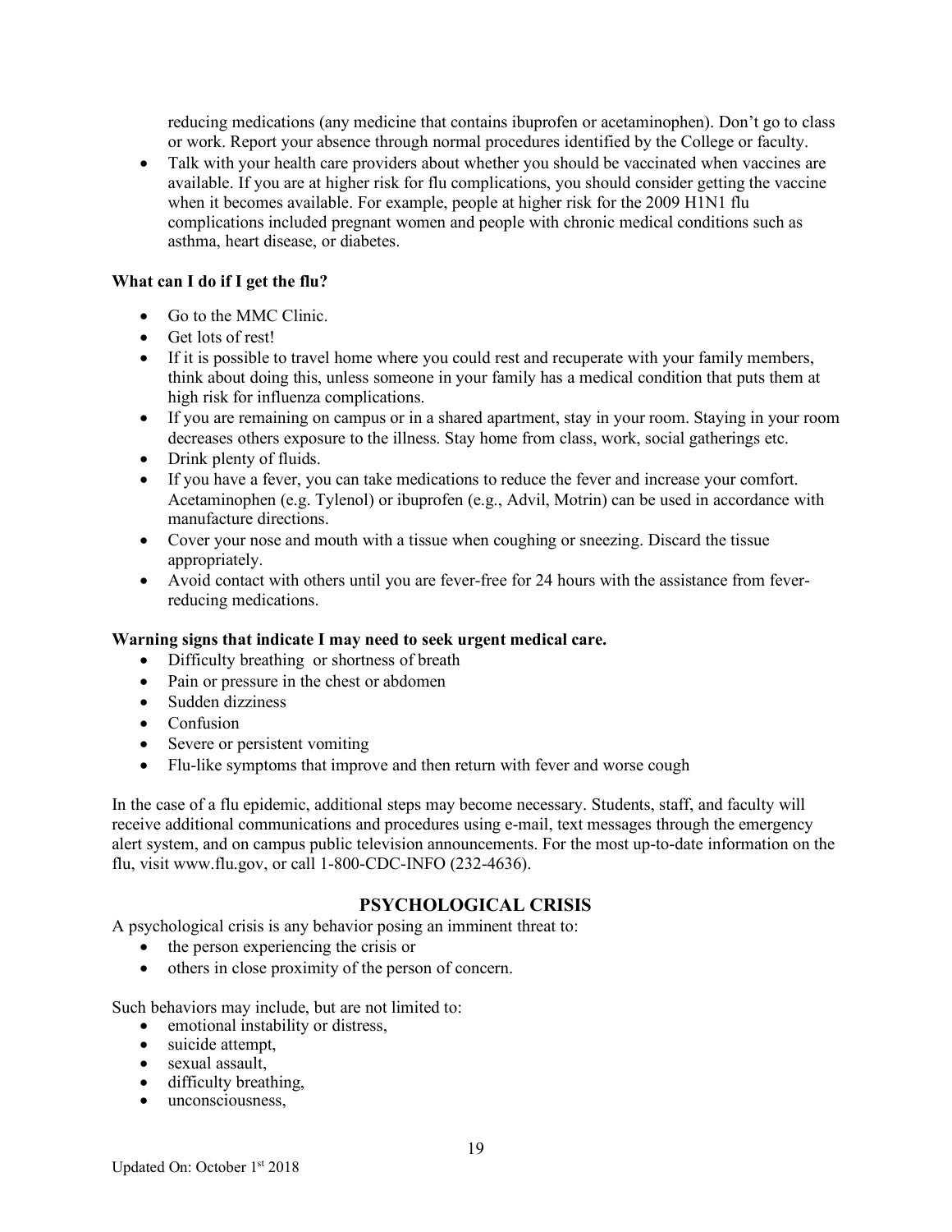reducing medications (any medicine that contains ibuprofen or acetaminophen). Don't go to class or work. Report your absence through normal procedures identified by the College or faculty.

- Talk with your health care providers about whether you should be vaccinated when vaccines are available. If you are at higher risk for flu complications, you should consider getting the vaccine when it becomes available. For example, people at higher risk for the 2009 H1N1 flu complications included pregnant women and people with chronic medical conditions such as asthma, heart disease, or diabetes.

**What can I do if I get the flu?**

- Go to the MMC Clinic.
- Get lots of rest!
- If it is possible to travel home where you could rest and recuperate with your family members, think about doing this, unless someone in your family has a medical condition that puts them at high risk for influenza complications.
- If you are remaining on campus or in a shared apartment, stay in your room. Staying in your room decreases others exposure to the illness. Stay home from class, work, social gatherings etc.
- Drink plenty of fluids.
- If you have a fever, you can take medications to reduce the fever and increase your comfort. Acetaminophen (e.g. Tylenol) or ibuprofen (e.g., Advil, Motrin) can be used in accordance with manufacture directions.
- Cover your nose and mouth with a tissue when coughing or sneezing. Discard the tissue appropriately.
- Avoid contact with others until you are fever-free for 24 hours with the assistance from fever-reducing medications.

**Warning signs that indicate I may need to seek urgent medical care.**

- Difficulty breathing or shortness of breath
- Pain or pressure in the chest or abdomen
- Sudden dizziness
- Confusion
- Severe or persistent vomiting
- Flu-like symptoms that improve and then return with fever and worse cough

In the case of a flu epidemic, additional steps may become necessary. Students, staff, and faculty will receive additional communications and procedures using e-mail, text messages through the emergency alert system, and on campus public television announcements. For the most up-to-date information on the flu, visit www.flu.gov, or call 1-800-CDC-INFO (232-4636).

## PSYCHOLOGICAL CRISIS

A psychological crisis is any behavior posing an imminent threat to:

- the person experiencing the crisis or
- others in close proximity of the person of concern.

Such behaviors may include, but are not limited to:

- emotional instability or distress,
- suicide attempt,
- sexual assault,
- difficulty breathing,
- unconsciousness,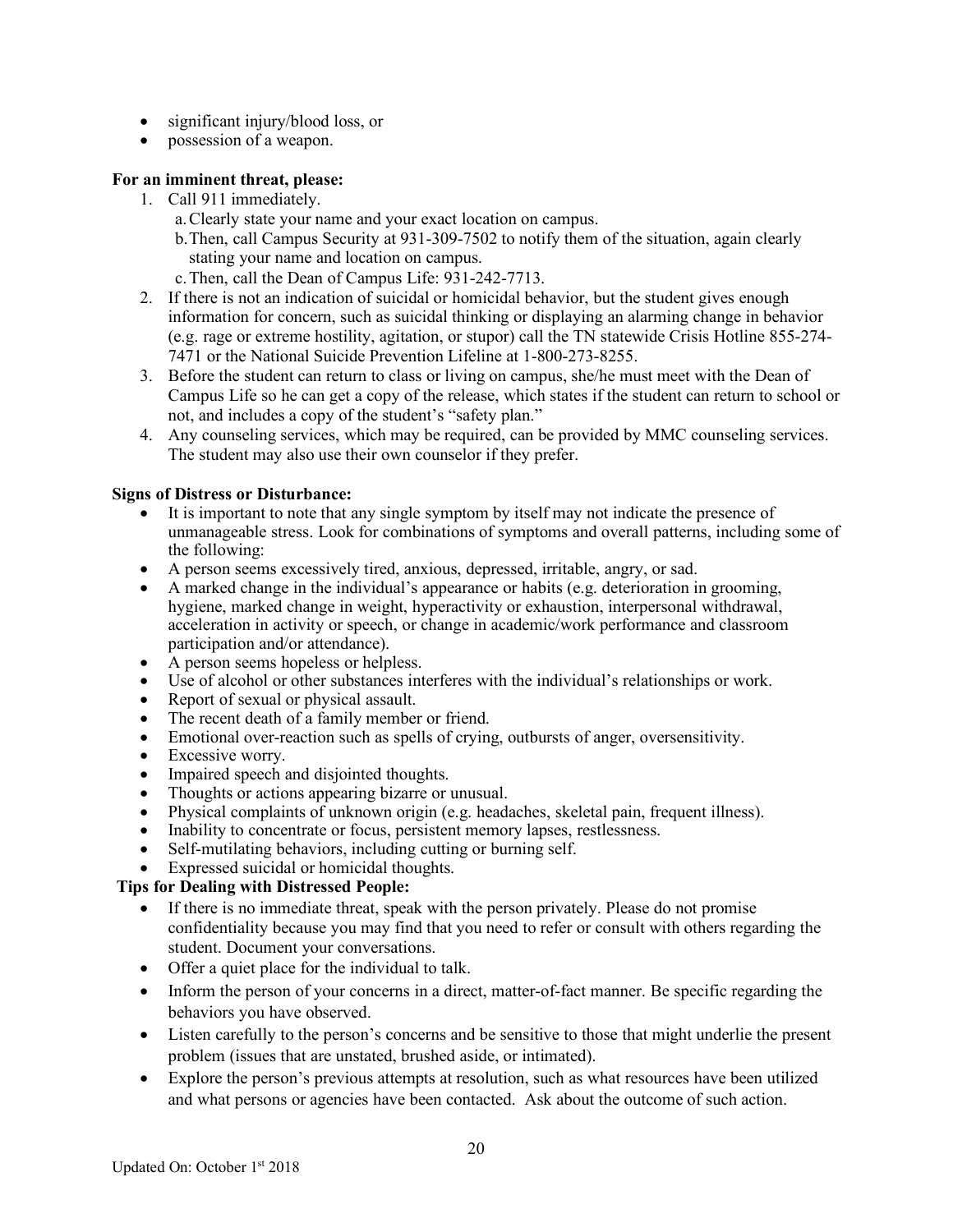- significant injury/blood loss, or
- possession of a weapon.

**For an imminent threat, please:**

1. Call 911 immediately.
   a. Clearly state your name and your exact location on campus.
   b. Then, call Campus Security at 931-309-7502 to notify them of the situation, again clearly stating your name and location on campus.
   c. Then, call the Dean of Campus Life: 931-242-7713.
2. If there is not an indication of suicidal or homicidal behavior, but the student gives enough information for concern, such as suicidal thinking or displaying an alarming change in behavior (e.g. rage or extreme hostility, agitation, or stupor) call the TN statewide Crisis Hotline 855-274-7471 or the National Suicide Prevention Lifeline at 1-800-273-8255.
3. Before the student can return to class or living on campus, she/he must meet with the Dean of Campus Life so he can get a copy of the release, which states if the student can return to school or not, and includes a copy of the student's "safety plan."
4. Any counseling services, which may be required, can be provided by MMC counseling services. The student may also use their own counselor if they prefer.

**Signs of Distress or Disturbance:**

- It is important to note that any single symptom by itself may not indicate the presence of unmanageable stress. Look for combinations of symptoms and overall patterns, including some of the following:
- A person seems excessively tired, anxious, depressed, irritable, angry, or sad.
- A marked change in the individual's appearance or habits (e.g. deterioration in grooming, hygiene, marked change in weight, hyperactivity or exhaustion, interpersonal withdrawal, acceleration in activity or speech, or change in academic/work performance and classroom participation and/or attendance).
- A person seems hopeless or helpless.
- Use of alcohol or other substances interferes with the individual's relationships or work.
- Report of sexual or physical assault.
- The recent death of a family member or friend.
- Emotional over-reaction such as spells of crying, outbursts of anger, oversensitivity.
- Excessive worry.
- Impaired speech and disjointed thoughts.
- Thoughts or actions appearing bizarre or unusual.
- Physical complaints of unknown origin (e.g. headaches, skeletal pain, frequent illness).
- Inability to concentrate or focus, persistent memory lapses, restlessness.
- Self-mutilating behaviors, including cutting or burning self.
- Expressed suicidal or homicidal thoughts.

**Tips for Dealing with Distressed People:**

- If there is no immediate threat, speak with the person privately. Please do not promise confidentiality because you may find that you need to refer or consult with others regarding the student. Document your conversations.
- Offer a quiet place for the individual to talk.
- Inform the person of your concerns in a direct, matter-of-fact manner. Be specific regarding the behaviors you have observed.
- Listen carefully to the person's concerns and be sensitive to those that might underlie the present problem (issues that are unstated, brushed aside, or intimated).
- Explore the person's previous attempts at resolution, such as what resources have been utilized and what persons or agencies have been contacted. Ask about the outcome of such action.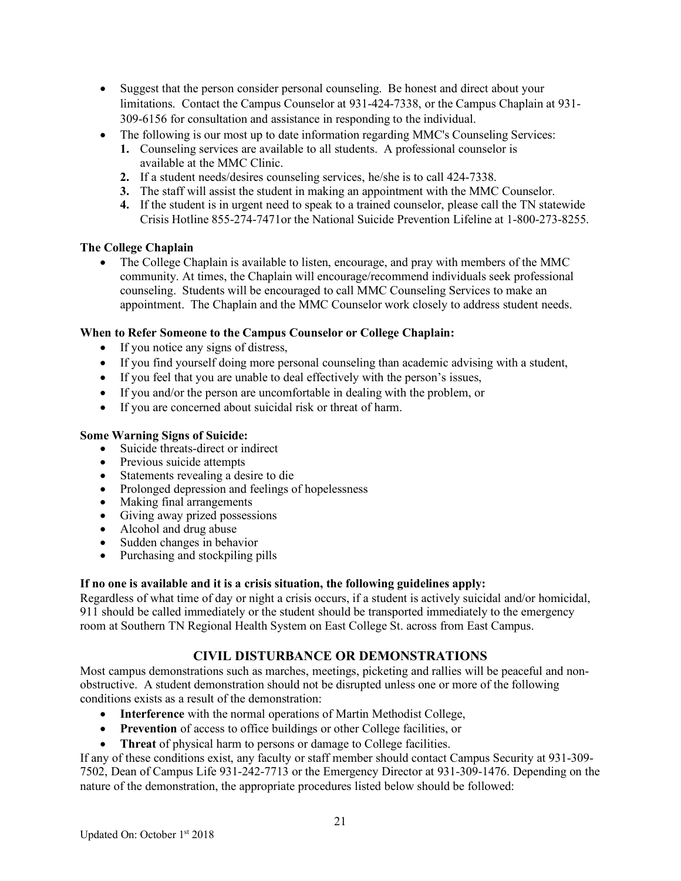- Suggest that the person consider personal counseling. Be honest and direct about your limitations. Contact the Campus Counselor at 931-424-7338, or the Campus Chaplain at 931-309-6156 for consultation and assistance in responding to the individual.
- The following is our most up to date information regarding MMC's Counseling Services:
  1. Counseling services are available to all students. A professional counselor is available at the MMC Clinic.
  2. If a student needs/desires counseling services, he/she is to call 424-7338.
  3. The staff will assist the student in making an appointment with the MMC Counselor.
  4. If the student is in urgent need to speak to a trained counselor, please call the TN statewide Crisis Hotline 855-274-7471or the National Suicide Prevention Lifeline at 1-800-273-8255.

**The College Chaplain**

- The College Chaplain is available to listen, encourage, and pray with members of the MMC community. At times, the Chaplain will encourage/recommend individuals seek professional counseling. Students will be encouraged to call MMC Counseling Services to make an appointment. The Chaplain and the MMC Counselor work closely to address student needs.

**When to Refer Someone to the Campus Counselor or College Chaplain:**

- If you notice any signs of distress,
- If you find yourself doing more personal counseling than academic advising with a student,
- If you feel that you are unable to deal effectively with the person's issues,
- If you and/or the person are uncomfortable in dealing with the problem, or
- If you are concerned about suicidal risk or threat of harm.

**Some Warning Signs of Suicide:**

- Suicide threats-direct or indirect
- Previous suicide attempts
- Statements revealing a desire to die
- Prolonged depression and feelings of hopelessness
- Making final arrangements
- Giving away prized possessions
- Alcohol and drug abuse
- Sudden changes in behavior
- Purchasing and stockpiling pills

**If no one is available and it is a crisis situation, the following guidelines apply:**

Regardless of what time of day or night a crisis occurs, if a student is actively suicidal and/or homicidal, 911 should be called immediately or the student should be transported immediately to the emergency room at Southern TN Regional Health System on East College St. across from East Campus.

## CIVIL DISTURBANCE OR DEMONSTRATIONS

Most campus demonstrations such as marches, meetings, picketing and rallies will be peaceful and non-obstructive. A student demonstration should not be disrupted unless one or more of the following conditions exists as a result of the demonstration:

- **Interference** with the normal operations of Martin Methodist College,
- **Prevention** of access to office buildings or other College facilities, or
- **Threat** of physical harm to persons or damage to College facilities.

If any of these conditions exist, any faculty or staff member should contact Campus Security at 931-309-7502, Dean of Campus Life 931-242-7713 or the Emergency Director at 931-309-1476. Depending on the nature of the demonstration, the appropriate procedures listed below should be followed: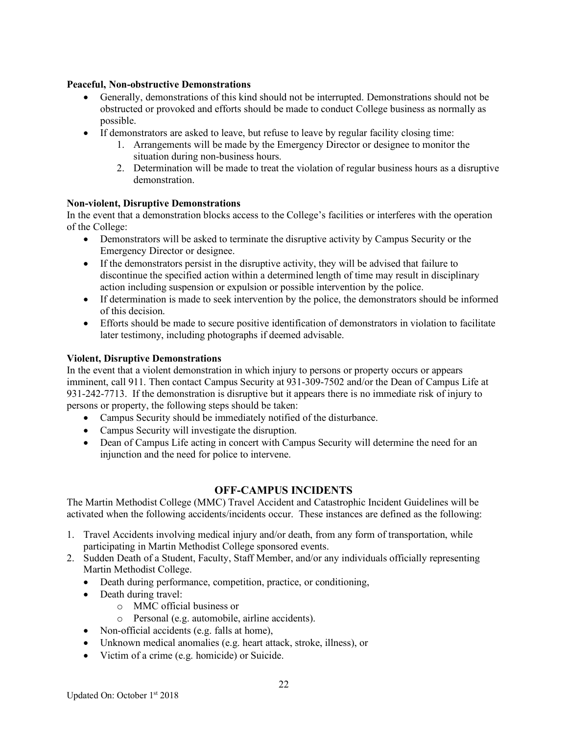**Peaceful, Non-obstructive Demonstrations**

- Generally, demonstrations of this kind should not be interrupted. Demonstrations should not be obstructed or provoked and efforts should be made to conduct College business as normally as possible.
- If demonstrators are asked to leave, but refuse to leave by regular facility closing time:
  1. Arrangements will be made by the Emergency Director or designee to monitor the situation during non-business hours.
  2. Determination will be made to treat the violation of regular business hours as a disruptive demonstration.

**Non-violent, Disruptive Demonstrations**

In the event that a demonstration blocks access to the College's facilities or interferes with the operation of the College:

- Demonstrators will be asked to terminate the disruptive activity by Campus Security or the Emergency Director or designee.
- If the demonstrators persist in the disruptive activity, they will be advised that failure to discontinue the specified action within a determined length of time may result in disciplinary action including suspension or expulsion or possible intervention by the police.
- If determination is made to seek intervention by the police, the demonstrators should be informed of this decision.
- Efforts should be made to secure positive identification of demonstrators in violation to facilitate later testimony, including photographs if deemed advisable.

**Violent, Disruptive Demonstrations**

In the event that a violent demonstration in which injury to persons or property occurs or appears imminent, call 911. Then contact Campus Security at 931-309-7502 and/or the Dean of Campus Life at 931-242-7713. If the demonstration is disruptive but it appears there is no immediate risk of injury to persons or property, the following steps should be taken:

- Campus Security should be immediately notified of the disturbance.
- Campus Security will investigate the disruption.
- Dean of Campus Life acting in concert with Campus Security will determine the need for an injunction and the need for police to intervene.

## OFF-CAMPUS INCIDENTS

The Martin Methodist College (MMC) Travel Accident and Catastrophic Incident Guidelines will be activated when the following accidents/incidents occur. These instances are defined as the following:

1. Travel Accidents involving medical injury and/or death, from any form of transportation, while participating in Martin Methodist College sponsored events.
2. Sudden Death of a Student, Faculty, Staff Member, and/or any individuals officially representing Martin Methodist College.
   - Death during performance, competition, practice, or conditioning,
   - Death during travel:
     - MMC official business or
     - Personal (e.g. automobile, airline accidents).
   - Non-official accidents (e.g. falls at home),
   - Unknown medical anomalies (e.g. heart attack, stroke, illness), or
   - Victim of a crime (e.g. homicide) or Suicide.

Updated On: October 1st 2018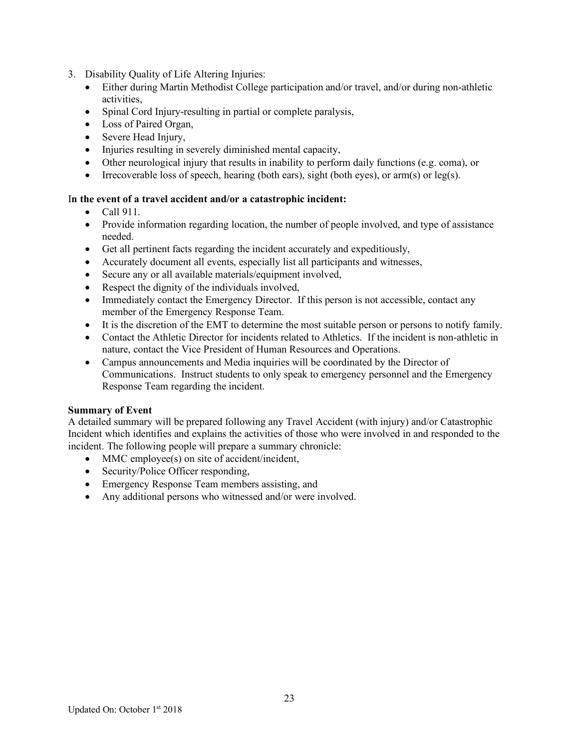3. Disability Quality of Life Altering Injuries:
    - Either during Martin Methodist College participation and/or travel, and/or during non-athletic activities,
    - Spinal Cord Injury-resulting in partial or complete paralysis,
    - Loss of Paired Organ,
    - Severe Head Injury,
    - Injuries resulting in severely diminished mental capacity,
    - Other neurological injury that results in inability to perform daily functions (e.g. coma), or
    - Irrecoverable loss of speech, hearing (both ears), sight (both eyes), or arm(s) or leg(s).

**In the event of a travel accident and/or a catastrophic incident:**

- Call 911.
- Provide information regarding location, the number of people involved, and type of assistance needed.
- Get all pertinent facts regarding the incident accurately and expeditiously,
- Accurately document all events, especially list all participants and witnesses,
- Secure any or all available materials/equipment involved,
- Respect the dignity of the individuals involved,
- Immediately contact the Emergency Director. If this person is not accessible, contact any member of the Emergency Response Team.
- It is the discretion of the EMT to determine the most suitable person or persons to notify family.
- Contact the Athletic Director for incidents related to Athletics. If the incident is non-athletic in nature, contact the Vice President of Human Resources and Operations.
- Campus announcements and Media inquiries will be coordinated by the Director of Communications. Instruct students to only speak to emergency personnel and the Emergency Response Team regarding the incident.

**Summary of Event**

A detailed summary will be prepared following any Travel Accident (with injury) and/or Catastrophic Incident which identifies and explains the activities of those who were involved in and responded to the incident. The following people will prepare a summary chronicle:

- MMC employee(s) on site of accident/incident,
- Security/Police Officer responding,
- Emergency Response Team members assisting, and
- Any additional persons who witnessed and/or were involved.